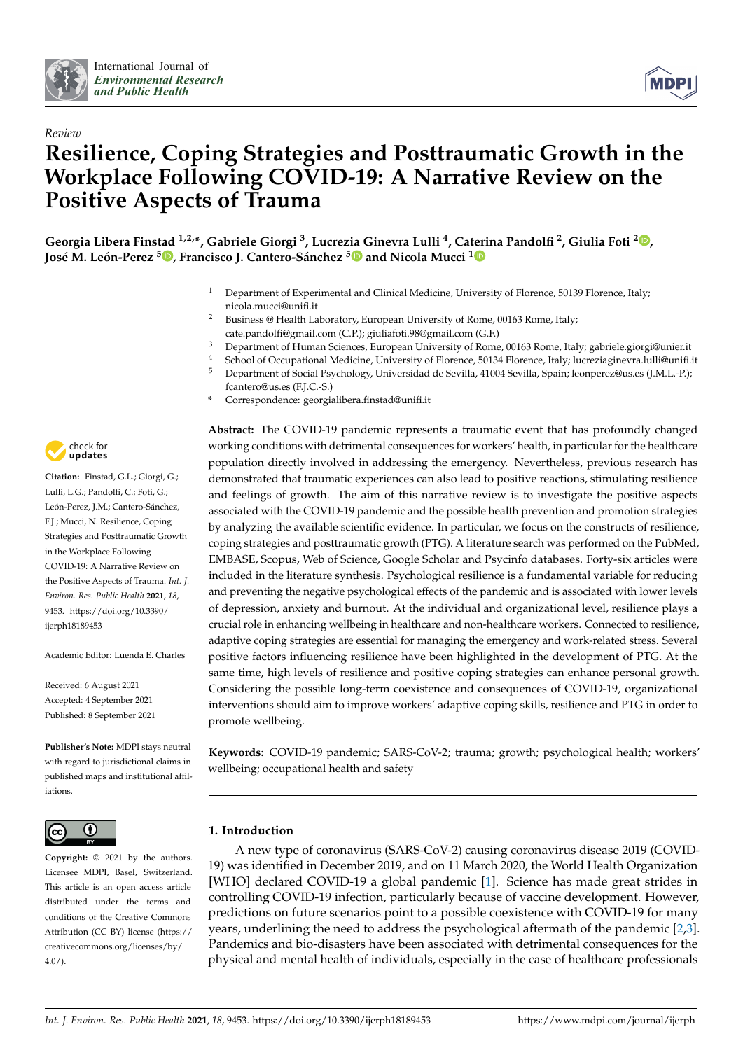*Review*

# Resilience, Coping Strategies and Posttraumatic Growth in the Workplace Following COVID-19: A Narrative Review on the Positive Aspects of Trauma

**Georgia Libera Finstad [1,2,*], Gabriele Giorgi [3], Lucrezia Ginevra Lulli [4], Caterina Pandolfi [2], Giulia Foti [2], José M. León-Perez [5], Francisco J. Cantero-Sánchez [5] and Nicola Mucci [1]**

[1] Department of Experimental and Clinical Medicine, University of Florence, 50139 Florence, Italy; nicola.mucci@unifi.it
[2] Business @ Health Laboratory, European University of Rome, 00163 Rome, Italy; cate.pandolfi@gmail.com (C.P.); giuliafoti.98@gmail.com (G.F.)
[3] Department of Human Sciences, European University of Rome, 00163 Rome, Italy; gabriele.giorgi@unier.it
[4] School of Occupational Medicine, University of Florence, 50134 Florence, Italy; lucreziaginevra.lulli@unifi.it
[5] Department of Social Psychology, Universidad de Sevilla, 41004 Sevilla, Spain; leonperez@us.es (J.M.L.-P.); fcantero@us.es (F.J.C.-S.)
* Correspondence: georgialibera.finstad@unifi.it

**Citation:** Finstad, G.L.; Giorgi, G.; Lulli, L.G.; Pandolfi, C.; Foti, G.; León-Perez, J.M.; Cantero-Sánchez, F.J.; Mucci, N. Resilience, Coping Strategies and Posttraumatic Growth in the Workplace Following COVID-19: A Narrative Review on the Positive Aspects of Trauma. *Int. J. Environ. Res. Public Health* **2021**, *18*, 9453. https://doi.org/10.3390/ijerph18189453

Academic Editor: Luenda E. Charles

Received: 6 August 2021
Accepted: 4 September 2021
Published: 8 September 2021

**Publisher's Note:** MDPI stays neutral with regard to jurisdictional claims in published maps and institutional affiliations.

**Copyright:** © 2021 by the authors. Licensee MDPI, Basel, Switzerland. This article is an open access article distributed under the terms and conditions of the Creative Commons Attribution (CC BY) license (https://creativecommons.org/licenses/by/4.0/).

**Abstract:** The COVID-19 pandemic represents a traumatic event that has profoundly changed working conditions with detrimental consequences for workers' health, in particular for the healthcare population directly involved in addressing the emergency. Nevertheless, previous research has demonstrated that traumatic experiences can also lead to positive reactions, stimulating resilience and feelings of growth. The aim of this narrative review is to investigate the positive aspects associated with the COVID-19 pandemic and the possible health prevention and promotion strategies by analyzing the available scientific evidence. In particular, we focus on the constructs of resilience, coping strategies and posttraumatic growth (PTG). A literature search was performed on the PubMed, EMBASE, Scopus, Web of Science, Google Scholar and Psycinfo databases. Forty-six articles were included in the literature synthesis. Psychological resilience is a fundamental variable for reducing and preventing the negative psychological effects of the pandemic and is associated with lower levels of depression, anxiety and burnout. At the individual and organizational level, resilience plays a crucial role in enhancing wellbeing in healthcare and non-healthcare workers. Connected to resilience, adaptive coping strategies are essential for managing the emergency and work-related stress. Several positive factors influencing resilience have been highlighted in the development of PTG. At the same time, high levels of resilience and positive coping strategies can enhance personal growth. Considering the possible long-term coexistence and consequences of COVID-19, organizational interventions should aim to improve workers' adaptive coping skills, resilience and PTG in order to promote wellbeing.

**Keywords:** COVID-19 pandemic; SARS-CoV-2; trauma; growth; psychological health; workers' wellbeing; occupational health and safety

## 1. Introduction

A new type of coronavirus (SARS-CoV-2) causing coronavirus disease 2019 (COVID-19) was identified in December 2019, and on 11 March 2020, the World Health Organization [WHO] declared COVID-19 a global pandemic [1]. Science has made great strides in controlling COVID-19 infection, particularly because of vaccine development. However, predictions on future scenarios point to a possible coexistence with COVID-19 for many years, underlining the need to address the psychological aftermath of the pandemic [2,3]. Pandemics and bio-disasters have been associated with detrimental consequences for the physical and mental health of individuals, especially in the case of healthcare professionals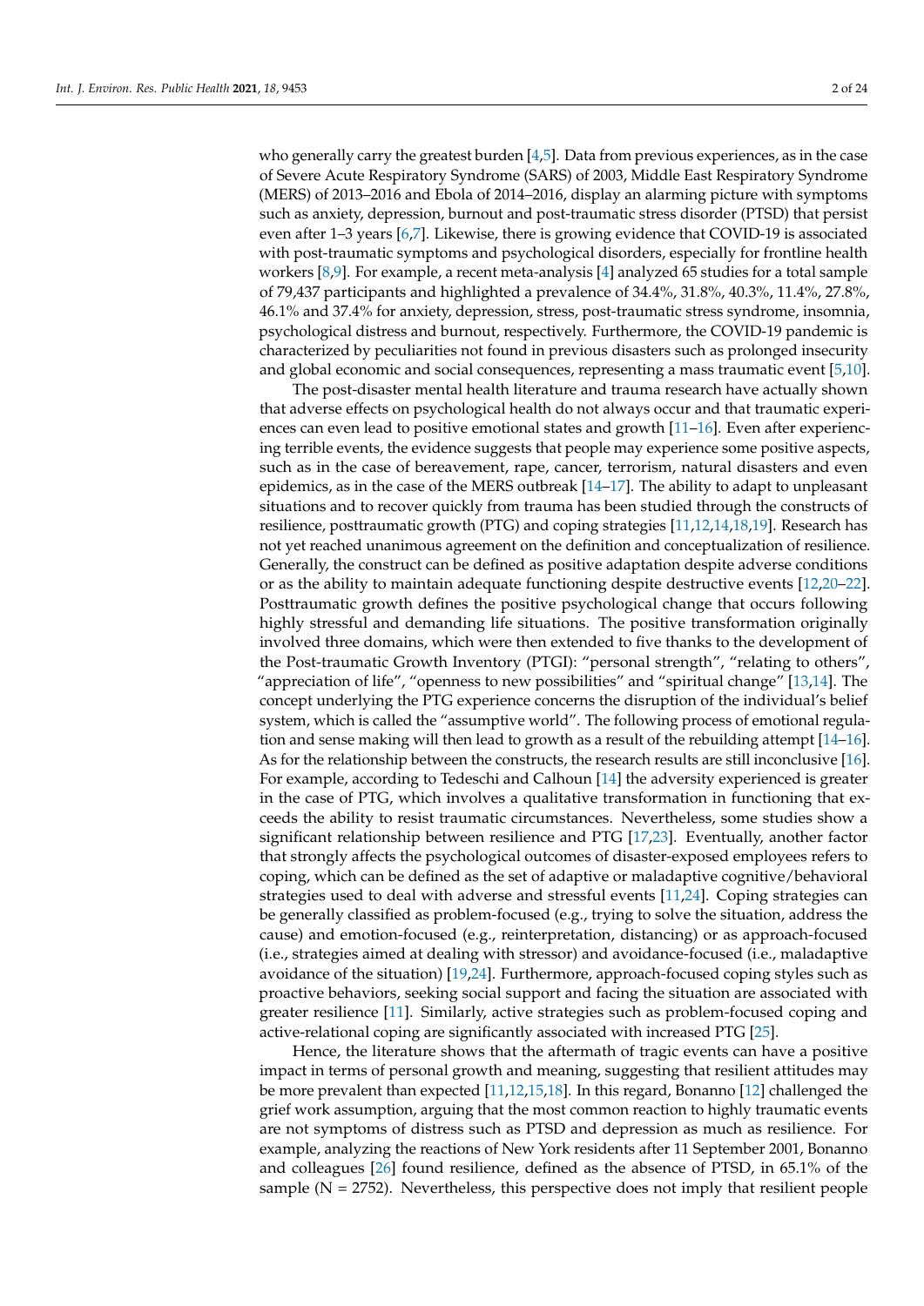who generally carry the greatest burden [4,5]. Data from previous experiences, as in the case of Severe Acute Respiratory Syndrome (SARS) of 2003, Middle East Respiratory Syndrome (MERS) of 2013–2016 and Ebola of 2014–2016, display an alarming picture with symptoms such as anxiety, depression, burnout and post-traumatic stress disorder (PTSD) that persist even after 1–3 years [6,7]. Likewise, there is growing evidence that COVID-19 is associated with post-traumatic symptoms and psychological disorders, especially for frontline health workers [8,9]. For example, a recent meta-analysis [4] analyzed 65 studies for a total sample of 79,437 participants and highlighted a prevalence of 34.4%, 31.8%, 40.3%, 11.4%, 27.8%, 46.1% and 37.4% for anxiety, depression, stress, post-traumatic stress syndrome, insomnia, psychological distress and burnout, respectively. Furthermore, the COVID-19 pandemic is characterized by peculiarities not found in previous disasters such as prolonged insecurity and global economic and social consequences, representing a mass traumatic event [5,10].

The post-disaster mental health literature and trauma research have actually shown that adverse effects on psychological health do not always occur and that traumatic experiences can even lead to positive emotional states and growth [11–16]. Even after experiencing terrible events, the evidence suggests that people may experience some positive aspects, such as in the case of bereavement, rape, cancer, terrorism, natural disasters and even epidemics, as in the case of the MERS outbreak [14–17]. The ability to adapt to unpleasant situations and to recover quickly from trauma has been studied through the constructs of resilience, posttraumatic growth (PTG) and coping strategies [11,12,14,18,19]. Research has not yet reached unanimous agreement on the definition and conceptualization of resilience. Generally, the construct can be defined as positive adaptation despite adverse conditions or as the ability to maintain adequate functioning despite destructive events [12,20–22]. Posttraumatic growth defines the positive psychological change that occurs following highly stressful and demanding life situations. The positive transformation originally involved three domains, which were then extended to five thanks to the development of the Post-traumatic Growth Inventory (PTGI): "personal strength", "relating to others", "appreciation of life", "openness to new possibilities" and "spiritual change" [13,14]. The concept underlying the PTG experience concerns the disruption of the individual's belief system, which is called the "assumptive world". The following process of emotional regulation and sense making will then lead to growth as a result of the rebuilding attempt [14–16]. As for the relationship between the constructs, the research results are still inconclusive [16]. For example, according to Tedeschi and Calhoun [14] the adversity experienced is greater in the case of PTG, which involves a qualitative transformation in functioning that exceeds the ability to resist traumatic circumstances. Nevertheless, some studies show a significant relationship between resilience and PTG [17,23]. Eventually, another factor that strongly affects the psychological outcomes of disaster-exposed employees refers to coping, which can be defined as the set of adaptive or maladaptive cognitive/behavioral strategies used to deal with adverse and stressful events [11,24]. Coping strategies can be generally classified as problem-focused (e.g., trying to solve the situation, address the cause) and emotion-focused (e.g., reinterpretation, distancing) or as approach-focused (i.e., strategies aimed at dealing with stressor) and avoidance-focused (i.e., maladaptive avoidance of the situation) [19,24]. Furthermore, approach-focused coping styles such as proactive behaviors, seeking social support and facing the situation are associated with greater resilience [11]. Similarly, active strategies such as problem-focused coping and active-relational coping are significantly associated with increased PTG [25].

Hence, the literature shows that the aftermath of tragic events can have a positive impact in terms of personal growth and meaning, suggesting that resilient attitudes may be more prevalent than expected [11,12,15,18]. In this regard, Bonanno [12] challenged the grief work assumption, arguing that the most common reaction to highly traumatic events are not symptoms of distress such as PTSD and depression as much as resilience. For example, analyzing the reactions of New York residents after 11 September 2001, Bonanno and colleagues [26] found resilience, defined as the absence of PTSD, in 65.1% of the sample (N = 2752). Nevertheless, this perspective does not imply that resilient people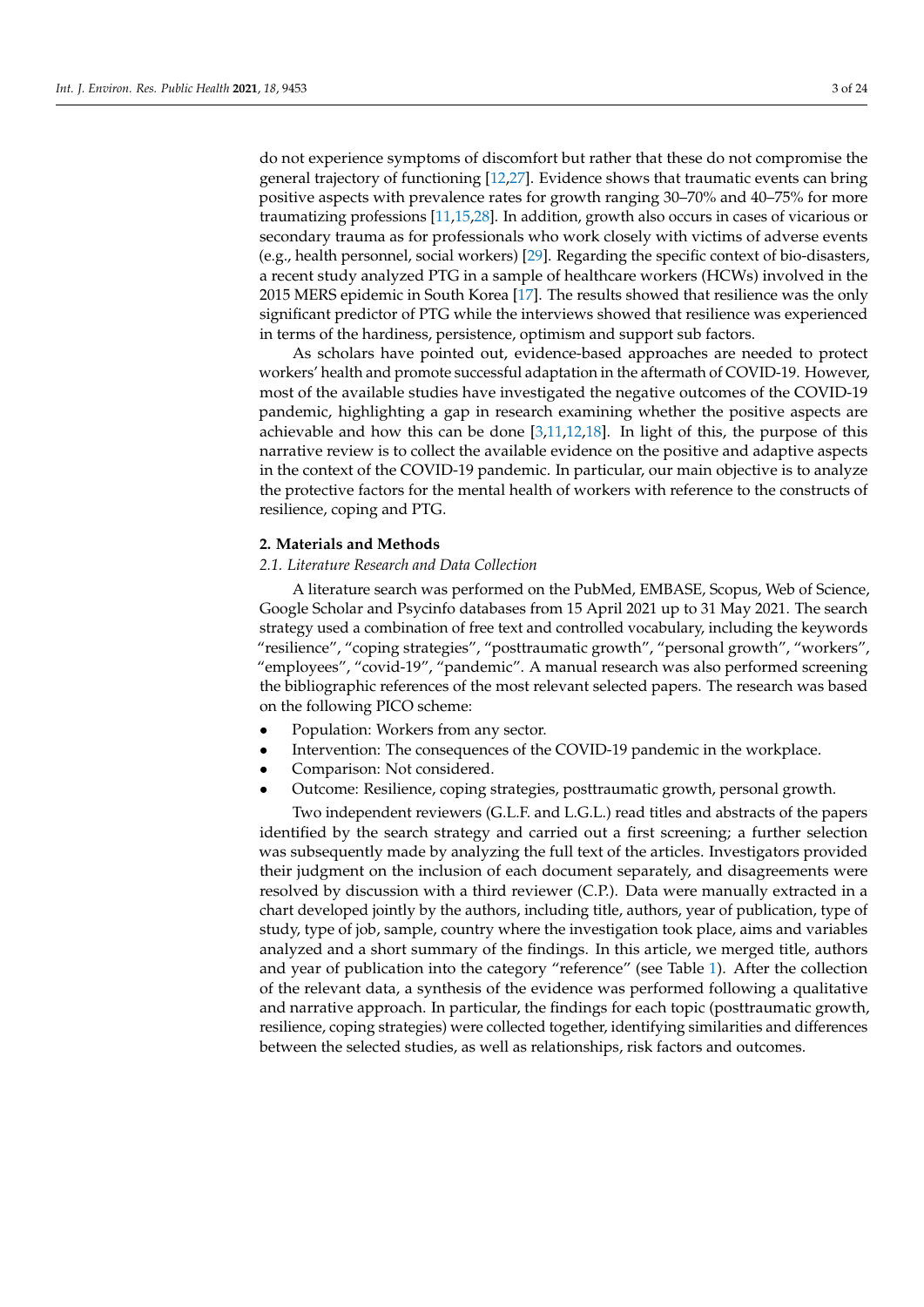do not experience symptoms of discomfort but rather that these do not compromise the general trajectory of functioning [12,27]. Evidence shows that traumatic events can bring positive aspects with prevalence rates for growth ranging 30–70% and 40–75% for more traumatizing professions [11,15,28]. In addition, growth also occurs in cases of vicarious or secondary trauma as for professionals who work closely with victims of adverse events (e.g., health personnel, social workers) [29]. Regarding the specific context of bio-disasters, a recent study analyzed PTG in a sample of healthcare workers (HCWs) involved in the 2015 MERS epidemic in South Korea [17]. The results showed that resilience was the only significant predictor of PTG while the interviews showed that resilience was experienced in terms of the hardiness, persistence, optimism and support sub factors.

As scholars have pointed out, evidence-based approaches are needed to protect workers' health and promote successful adaptation in the aftermath of COVID-19. However, most of the available studies have investigated the negative outcomes of the COVID-19 pandemic, highlighting a gap in research examining whether the positive aspects are achievable and how this can be done [3,11,12,18]. In light of this, the purpose of this narrative review is to collect the available evidence on the positive and adaptive aspects in the context of the COVID-19 pandemic. In particular, our main objective is to analyze the protective factors for the mental health of workers with reference to the constructs of resilience, coping and PTG.

## 2. Materials and Methods

### *2.1. Literature Research and Data Collection*

A literature search was performed on the PubMed, EMBASE, Scopus, Web of Science, Google Scholar and Psycinfo databases from 15 April 2021 up to 31 May 2021. The search strategy used a combination of free text and controlled vocabulary, including the keywords "resilience", "coping strategies", "posttraumatic growth", "personal growth", "workers", "employees", "covid-19", "pandemic". A manual research was also performed screening the bibliographic references of the most relevant selected papers. The research was based on the following PICO scheme:

- Population: Workers from any sector.
- Intervention: The consequences of the COVID-19 pandemic in the workplace.
- Comparison: Not considered.
- Outcome: Resilience, coping strategies, posttraumatic growth, personal growth.

Two independent reviewers (G.L.F. and L.G.L.) read titles and abstracts of the papers identified by the search strategy and carried out a first screening; a further selection was subsequently made by analyzing the full text of the articles. Investigators provided their judgment on the inclusion of each document separately, and disagreements were resolved by discussion with a third reviewer (C.P.). Data were manually extracted in a chart developed jointly by the authors, including title, authors, year of publication, type of study, type of job, sample, country where the investigation took place, aims and variables analyzed and a short summary of the findings. In this article, we merged title, authors and year of publication into the category "reference" (see Table 1). After the collection of the relevant data, a synthesis of the evidence was performed following a qualitative and narrative approach. In particular, the findings for each topic (posttraumatic growth, resilience, coping strategies) were collected together, identifying similarities and differences between the selected studies, as well as relationships, risk factors and outcomes.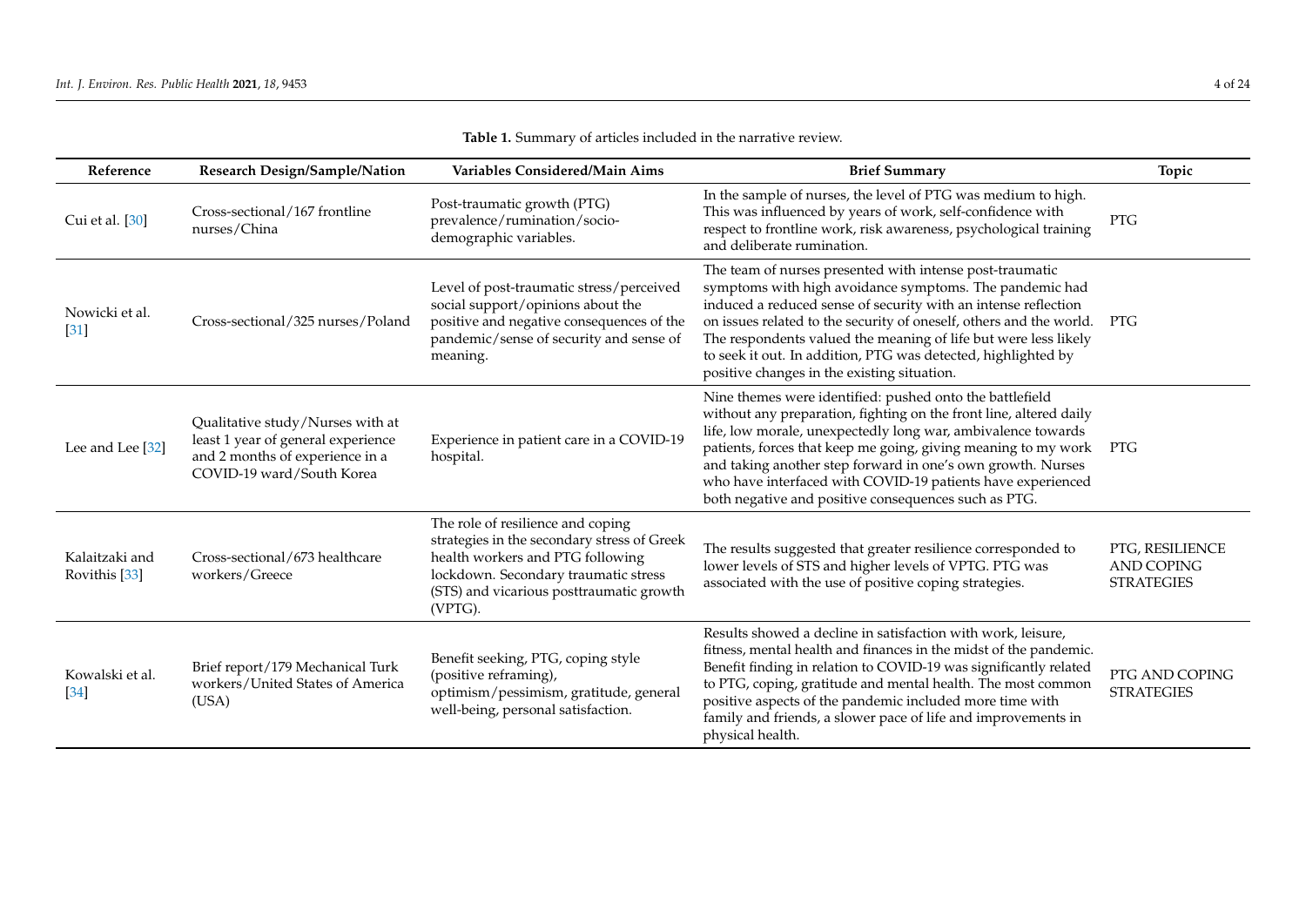**Table 1.** Summary of articles included in the narrative review.

| Reference | Research Design/Sample/Nation | Variables Considered/Main Aims | Brief Summary | Topic |
|---|---|---|---|---|
| Cui et al. [30] | Cross-sectional/167 frontline nurses/China | Post-traumatic growth (PTG) prevalence/rumination/socio-demographic variables. | In the sample of nurses, the level of PTG was medium to high. This was influenced by years of work, self-confidence with respect to frontline work, risk awareness, psychological training and deliberate rumination. | PTG |
| Nowicki et al. [31] | Cross-sectional/325 nurses/Poland | Level of post-traumatic stress/perceived social support/opinions about the positive and negative consequences of the pandemic/sense of security and sense of meaning. | The team of nurses presented with intense post-traumatic symptoms with high avoidance symptoms. The pandemic had induced a reduced sense of security with an intense reflection on issues related to the security of oneself, others and the world. The respondents valued the meaning of life but were less likely to seek it out. In addition, PTG was detected, highlighted by positive changes in the existing situation. | PTG |
| Lee and Lee [32] | Qualitative study/Nurses with at least 1 year of general experience and 2 months of experience in a COVID-19 ward/South Korea | Experience in patient care in a COVID-19 hospital. | Nine themes were identified: pushed onto the battlefield without any preparation, fighting on the front line, altered daily life, low morale, unexpectedly long war, ambivalence towards patients, forces that keep me going, giving meaning to my work and taking another step forward in one's own growth. Nurses who have interfaced with COVID-19 patients have experienced both negative and positive consequences such as PTG. | PTG |
| Kalaitzaki and Rovithis [33] | Cross-sectional/673 healthcare workers/Greece | The role of resilience and coping strategies in the secondary stress of Greek health workers and PTG following lockdown. Secondary traumatic stress (STS) and vicarious posttraumatic growth (VPTG). | The results suggested that greater resilience corresponded to lower levels of STS and higher levels of VPTG. PTG was associated with the use of positive coping strategies. | PTG, RESILIENCE AND COPING STRATEGIES |
| Kowalski et al. [34] | Brief report/179 Mechanical Turk workers/United States of America (USA) | Benefit seeking, PTG, coping style (positive reframing), optimism/pessimism, gratitude, general well-being, personal satisfaction. | Results showed a decline in satisfaction with work, leisure, fitness, mental health and finances in the midst of the pandemic. Benefit finding in relation to COVID-19 was significantly related to PTG, coping, gratitude and mental health. The most common positive aspects of the pandemic included more time with family and friends, a slower pace of life and improvements in physical health. | PTG AND COPING STRATEGIES |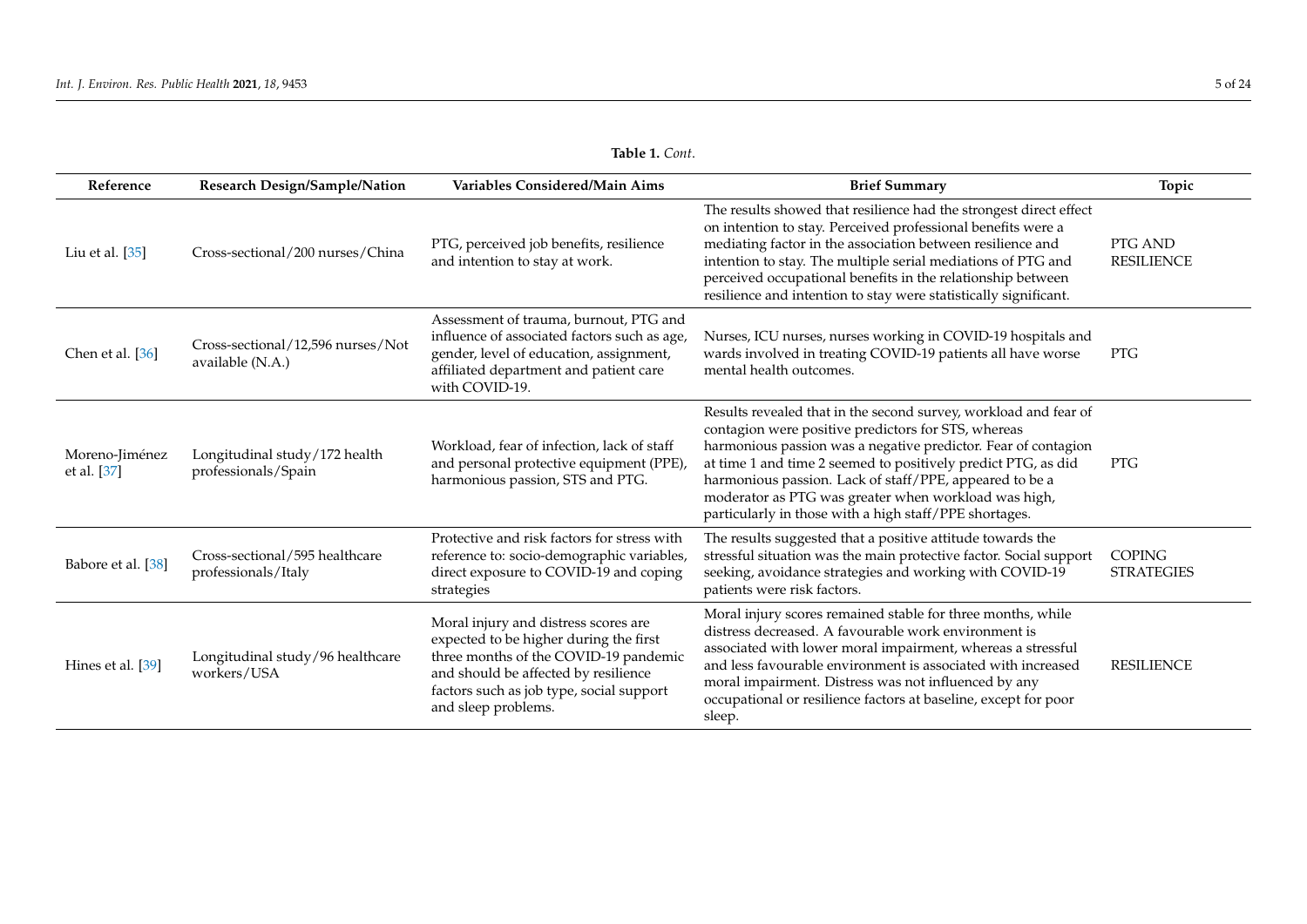**Table 1.** *Cont.*

| Reference | Research Design/Sample/Nation | Variables Considered/Main Aims | Brief Summary | Topic |
|---|---|---|---|---|
| Liu et al. [35] | Cross-sectional/200 nurses/China | PTG, perceived job benefits, resilience and intention to stay at work. | The results showed that resilience had the strongest direct effect on intention to stay. Perceived professional benefits were a mediating factor in the association between resilience and intention to stay. The multiple serial mediations of PTG and perceived occupational benefits in the relationship between resilience and intention to stay were statistically significant. | PTG AND RESILIENCE |
| Chen et al. [36] | Cross-sectional/12,596 nurses/Not available (N.A.) | Assessment of trauma, burnout, PTG and influence of associated factors such as age, gender, level of education, assignment, affiliated department and patient care with COVID-19. | Nurses, ICU nurses, nurses working in COVID-19 hospitals and wards involved in treating COVID-19 patients all have worse mental health outcomes. | PTG |
| Moreno-Jiménez et al. [37] | Longitudinal study/172 health professionals/Spain | Workload, fear of infection, lack of staff and personal protective equipment (PPE), harmonious passion, STS and PTG. | Results revealed that in the second survey, workload and fear of contagion were positive predictors for STS, whereas harmonious passion was a negative predictor. Fear of contagion at time 1 and time 2 seemed to positively predict PTG, as did harmonious passion. Lack of staff/PPE, appeared to be a moderator as PTG was greater when workload was high, particularly in those with a high staff/PPE shortages. | PTG |
| Babore et al. [38] | Cross-sectional/595 healthcare professionals/Italy | Protective and risk factors for stress with reference to: socio-demographic variables, direct exposure to COVID-19 and coping strategies | The results suggested that a positive attitude towards the stressful situation was the main protective factor. Social support seeking, avoidance strategies and working with COVID-19 patients were risk factors. | COPING STRATEGIES |
| Hines et al. [39] | Longitudinal study/96 healthcare workers/USA | Moral injury and distress scores are expected to be higher during the first three months of the COVID-19 pandemic and should be affected by resilience factors such as job type, social support and sleep problems. | Moral injury scores remained stable for three months, while distress decreased. A favourable work environment is associated with lower moral impairment, whereas a stressful and less favourable environment is associated with increased moral impairment. Distress was not influenced by any occupational or resilience factors at baseline, except for poor sleep. | RESILIENCE |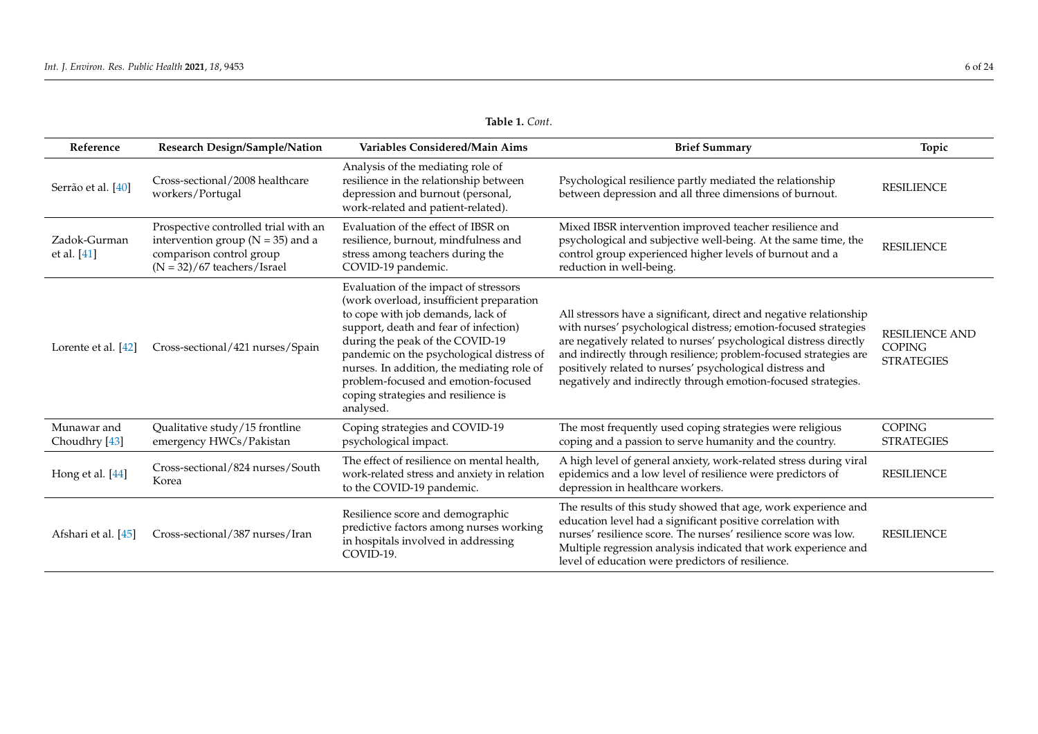**Table 1.** *Cont.*

| Reference | Research Design/Sample/Nation | Variables Considered/Main Aims | Brief Summary | Topic |
|---|---|---|---|---|
| Serrão et al. [40] | Cross-sectional/2008 healthcare workers/Portugal | Analysis of the mediating role of resilience in the relationship between depression and burnout (personal, work-related and patient-related). | Psychological resilience partly mediated the relationship between depression and all three dimensions of burnout. | RESILIENCE |
| Zadok-Gurman et al. [41] | Prospective controlled trial with an intervention group (N = 35) and a comparison control group (N = 32)/67 teachers/Israel | Evaluation of the effect of IBSR on resilience, burnout, mindfulness and stress among teachers during the COVID-19 pandemic. | Mixed IBSR intervention improved teacher resilience and psychological and subjective well-being. At the same time, the control group experienced higher levels of burnout and a reduction in well-being. | RESILIENCE |
| Lorente et al. [42] | Cross-sectional/421 nurses/Spain | Evaluation of the impact of stressors (work overload, insufficient preparation to cope with job demands, lack of support, death and fear of infection) during the peak of the COVID-19 pandemic on the psychological distress of nurses. In addition, the mediating role of problem-focused and emotion-focused coping strategies and resilience is analysed. | All stressors have a significant, direct and negative relationship with nurses' psychological distress; emotion-focused strategies are negatively related to nurses' psychological distress directly and indirectly through resilience; problem-focused strategies are positively related to nurses' psychological distress and negatively and indirectly through emotion-focused strategies. | RESILIENCE AND COPING STRATEGIES |
| Munawar and Choudhry [43] | Qualitative study/15 frontline emergency HWCs/Pakistan | Coping strategies and COVID-19 psychological impact. | The most frequently used coping strategies were religious coping and a passion to serve humanity and the country. | COPING STRATEGIES |
| Hong et al. [44] | Cross-sectional/824 nurses/South Korea | The effect of resilience on mental health, work-related stress and anxiety in relation to the COVID-19 pandemic. | A high level of general anxiety, work-related stress during viral epidemics and a low level of resilience were predictors of depression in healthcare workers. | RESILIENCE |
| Afshari et al. [45] | Cross-sectional/387 nurses/Iran | Resilience score and demographic predictive factors among nurses working in hospitals involved in addressing COVID-19. | The results of this study showed that age, work experience and education level had a significant positive correlation with nurses' resilience score. The nurses' resilience score was low. Multiple regression analysis indicated that work experience and level of education were predictors of resilience. | RESILIENCE |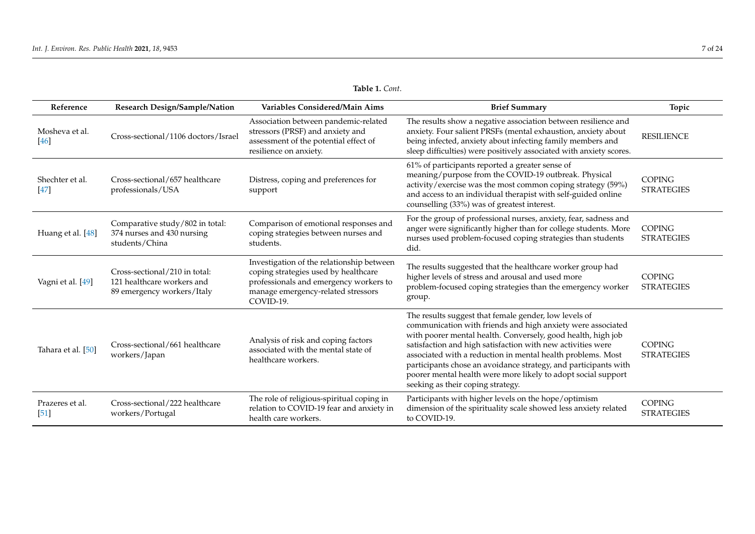**Table 1.** *Cont.*

| Reference | Research Design/Sample/Nation | Variables Considered/Main Aims | Brief Summary | Topic |
|---|---|---|---|---|
| Mosheva et al. [46] | Cross-sectional/1106 doctors/Israel | Association between pandemic-related stressors (PRSF) and anxiety and assessment of the potential effect of resilience on anxiety. | The results show a negative association between resilience and anxiety. Four salient PRSFs (mental exhaustion, anxiety about being infected, anxiety about infecting family members and sleep difficulties) were positively associated with anxiety scores. | RESILIENCE |
| Shechter et al. [47] | Cross-sectional/657 healthcare professionals/USA | Distress, coping and preferences for support | 61% of participants reported a greater sense of meaning/purpose from the COVID-19 outbreak. Physical activity/exercise was the most common coping strategy (59%) and access to an individual therapist with self-guided online counselling (33%) was of greatest interest. | COPING STRATEGIES |
| Huang et al. [48] | Comparative study/802 in total: 374 nurses and 430 nursing students/China | Comparison of emotional responses and coping strategies between nurses and students. | For the group of professional nurses, anxiety, fear, sadness and anger were significantly higher than for college students. More nurses used problem-focused coping strategies than students did. | COPING STRATEGIES |
| Vagni et al. [49] | Cross-sectional/210 in total: 121 healthcare workers and 89 emergency workers/Italy | Investigation of the relationship between coping strategies used by healthcare professionals and emergency workers to manage emergency-related stressors COVID-19. | The results suggested that the healthcare worker group had higher levels of stress and arousal and used more problem-focused coping strategies than the emergency worker group. | COPING STRATEGIES |
| Tahara et al. [50] | Cross-sectional/661 healthcare workers/Japan | Analysis of risk and coping factors associated with the mental state of healthcare workers. | The results suggest that female gender, low levels of communication with friends and high anxiety were associated with poorer mental health. Conversely, good health, high job satisfaction and high satisfaction with new activities were associated with a reduction in mental health problems. Most participants chose an avoidance strategy, and participants with poorer mental health were more likely to adopt social support seeking as their coping strategy. | COPING STRATEGIES |
| Prazeres et al. [51] | Cross-sectional/222 healthcare workers/Portugal | The role of religious-spiritual coping in relation to COVID-19 fear and anxiety in health care workers. | Participants with higher levels on the hope/optimism dimension of the spirituality scale showed less anxiety related to COVID-19. | COPING STRATEGIES |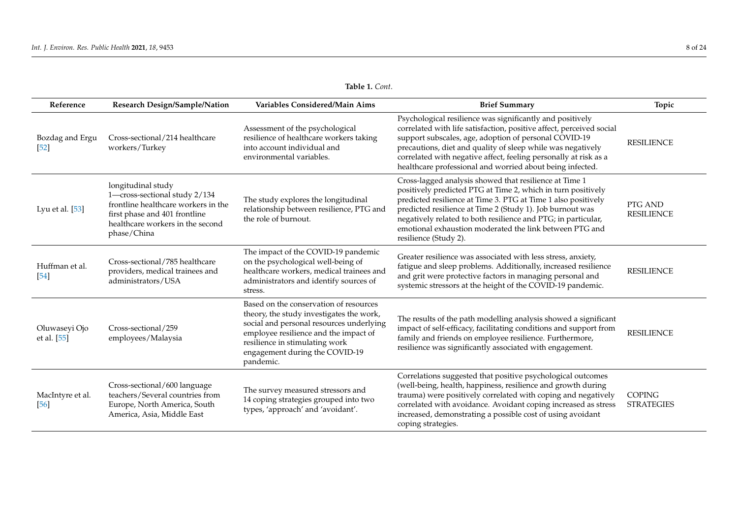**Table 1.** *Cont.*

| Reference | Research Design/Sample/Nation | Variables Considered/Main Aims | Brief Summary | Topic |
|---|---|---|---|---|
| Bozdag and Ergu [52] | Cross-sectional/214 healthcare workers/Turkey | Assessment of the psychological resilience of healthcare workers taking into account individual and environmental variables. | Psychological resilience was significantly and positively correlated with life satisfaction, positive affect, perceived social support subscales, age, adoption of personal COVID-19 precautions, diet and quality of sleep while was negatively correlated with negative affect, feeling personally at risk as a healthcare professional and worried about being infected. | RESILIENCE |
| Lyu et al. [53] | longitudinal study 1—cross-sectional study 2/134 frontline healthcare workers in the first phase and 401 frontline healthcare workers in the second phase/China | The study explores the longitudinal relationship between resilience, PTG and the role of burnout. | Cross-lagged analysis showed that resilience at Time 1 positively predicted PTG at Time 2, which in turn positively predicted resilience at Time 3. PTG at Time 1 also positively predicted resilience at Time 2 (Study 1). Job burnout was negatively related to both resilience and PTG; in particular, emotional exhaustion moderated the link between PTG and resilience (Study 2). | PTG AND RESILIENCE |
| Huffman et al. [54] | Cross-sectional/785 healthcare providers, medical trainees and administrators/USA | The impact of the COVID-19 pandemic on the psychological well-being of healthcare workers, medical trainees and administrators and identify sources of stress. | Greater resilience was associated with less stress, anxiety, fatigue and sleep problems. Additionally, increased resilience and grit were protective factors in managing personal and systemic stressors at the height of the COVID-19 pandemic. | RESILIENCE |
| Oluwaseyi Ojo et al. [55] | Cross-sectional/259 employees/Malaysia | Based on the conservation of resources theory, the study investigates the work, social and personal resources underlying employee resilience and the impact of resilience in stimulating work engagement during the COVID-19 pandemic. | The results of the path modelling analysis showed a significant impact of self-efficacy, facilitating conditions and support from family and friends on employee resilience. Furthermore, resilience was significantly associated with engagement. | RESILIENCE |
| MacIntyre et al. [56] | Cross-sectional/600 language teachers/Several countries from Europe, North America, South America, Asia, Middle East | The survey measured stressors and 14 coping strategies grouped into two types, 'approach' and 'avoidant'. | Correlations suggested that positive psychological outcomes (well-being, health, happiness, resilience and growth during trauma) were positively correlated with coping and negatively correlated with avoidance. Avoidant coping increased as stress increased, demonstrating a possible cost of using avoidant coping strategies. | COPING STRATEGIES |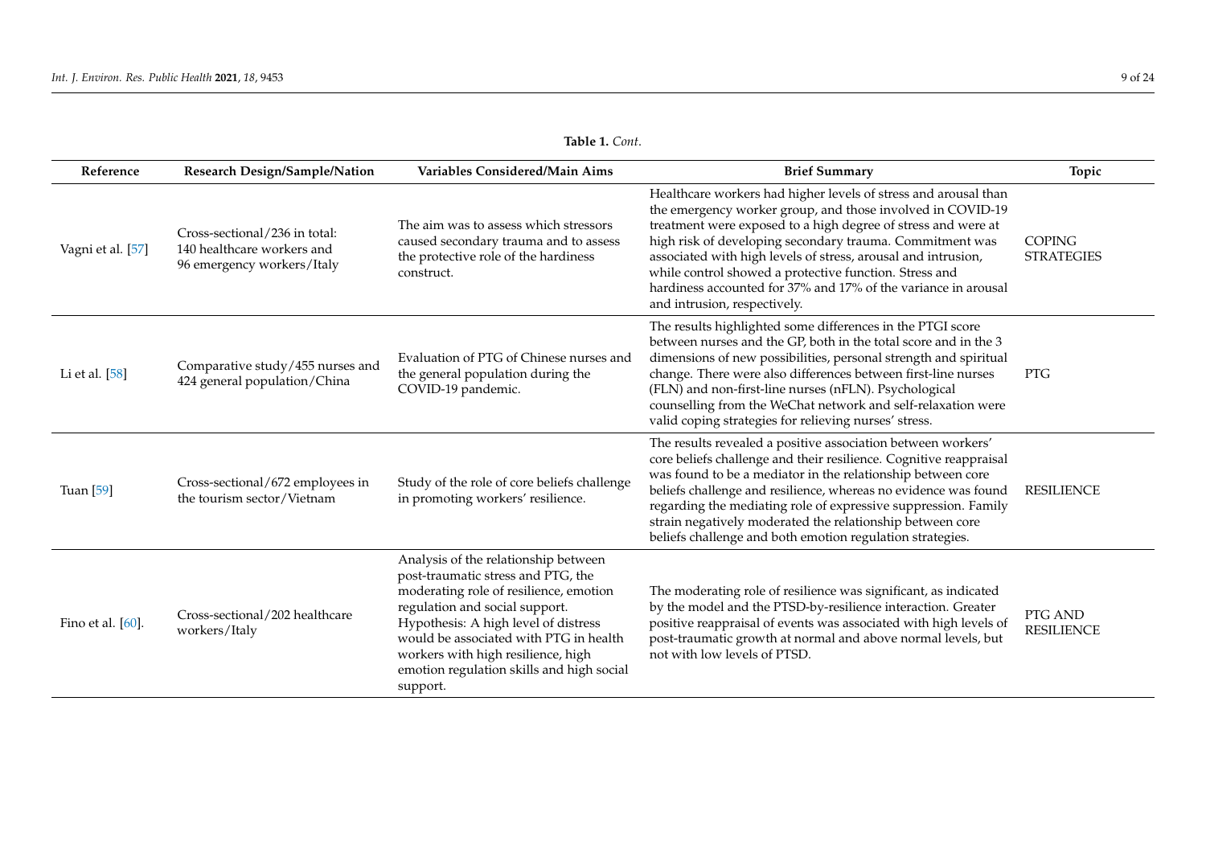**Table 1.** *Cont.*

| Reference | Research Design/Sample/Nation | Variables Considered/Main Aims | Brief Summary | Topic |
| --- | --- | --- | --- | --- |
| Vagni et al. [57] | Cross-sectional/236 in total: 140 healthcare workers and 96 emergency workers/Italy | The aim was to assess which stressors caused secondary trauma and to assess the protective role of the hardiness construct. | Healthcare workers had higher levels of stress and arousal than the emergency worker group, and those involved in COVID-19 treatment were exposed to a high degree of stress and were at high risk of developing secondary trauma. Commitment was associated with high levels of stress, arousal and intrusion, while control showed a protective function. Stress and hardiness accounted for 37% and 17% of the variance in arousal and intrusion, respectively. | COPING STRATEGIES |
| Li et al. [58] | Comparative study/455 nurses and 424 general population/China | Evaluation of PTG of Chinese nurses and the general population during the COVID-19 pandemic. | The results highlighted some differences in the PTGI score between nurses and the GP, both in the total score and in the 3 dimensions of new possibilities, personal strength and spiritual change. There were also differences between first-line nurses (FLN) and non-first-line nurses (nFLN). Psychological counselling from the WeChat network and self-relaxation were valid coping strategies for relieving nurses' stress. | PTG |
| Tuan [59] | Cross-sectional/672 employees in the tourism sector/Vietnam | Study of the role of core beliefs challenge in promoting workers' resilience. | The results revealed a positive association between workers' core beliefs challenge and their resilience. Cognitive reappraisal was found to be a mediator in the relationship between core beliefs challenge and resilience, whereas no evidence was found regarding the mediating role of expressive suppression. Family strain negatively moderated the relationship between core beliefs challenge and both emotion regulation strategies. | RESILIENCE |
| Fino et al. [60]. | Cross-sectional/202 healthcare workers/Italy | Analysis of the relationship between post-traumatic stress and PTG, the moderating role of resilience, emotion regulation and social support. Hypothesis: A high level of distress would be associated with PTG in health workers with high resilience, high emotion regulation skills and high social support. | The moderating role of resilience was significant, as indicated by the model and the PTSD-by-resilience interaction. Greater positive reappraisal of events was associated with high levels of post-traumatic growth at normal and above normal levels, but not with low levels of PTSD. | PTG AND RESILIENCE |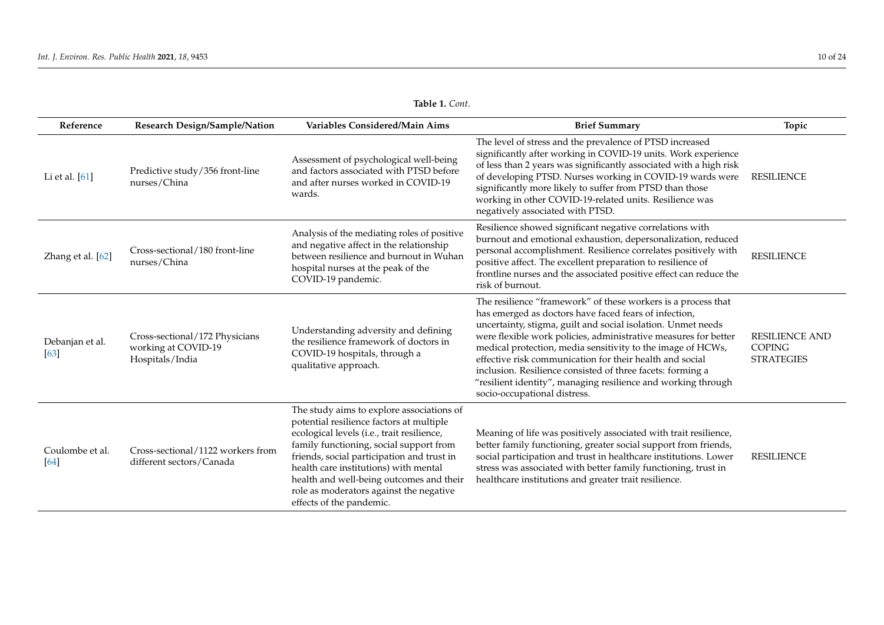**Table 1.** *Cont.*

| Reference | Research Design/Sample/Nation | Variables Considered/Main Aims | Brief Summary | Topic |
| --- | --- | --- | --- | --- |
| Li et al. [61] | Predictive study/356 front-line nurses/China | Assessment of psychological well-being and factors associated with PTSD before and after nurses worked in COVID-19 wards. | The level of stress and the prevalence of PTSD increased significantly after working in COVID-19 units. Work experience of less than 2 years was significantly associated with a high risk of developing PTSD. Nurses working in COVID-19 wards were significantly more likely to suffer from PTSD than those working in other COVID-19-related units. Resilience was negatively associated with PTSD. | RESILIENCE |
| Zhang et al. [62] | Cross-sectional/180 front-line nurses/China | Analysis of the mediating roles of positive and negative affect in the relationship between resilience and burnout in Wuhan hospital nurses at the peak of the COVID-19 pandemic. | Resilience showed significant negative correlations with burnout and emotional exhaustion, depersonalization, reduced personal accomplishment. Resilience correlates positively with positive affect. The excellent preparation to resilience of frontline nurses and the associated positive effect can reduce the risk of burnout. | RESILIENCE |
| Debanjan et al. [63] | Cross-sectional/172 Physicians working at COVID-19 Hospitals/India | Understanding adversity and defining the resilience framework of doctors in COVID-19 hospitals, through a qualitative approach. | The resilience "framework" of these workers is a process that has emerged as doctors have faced fears of infection, uncertainty, stigma, guilt and social isolation. Unmet needs were flexible work policies, administrative measures for better medical protection, media sensitivity to the image of HCWs, effective risk communication for their health and social inclusion. Resilience consisted of three facets: forming a "resilient identity", managing resilience and working through socio-occupational distress. | RESILIENCE AND COPING STRATEGIES |
| Coulombe et al. [64] | Cross-sectional/1122 workers from different sectors/Canada | The study aims to explore associations of potential resilience factors at multiple ecological levels (i.e., trait resilience, family functioning, social support from friends, social participation and trust in health care institutions) with mental health and well-being outcomes and their role as moderators against the negative effects of the pandemic. | Meaning of life was positively associated with trait resilience, better family functioning, greater social support from friends, social participation and trust in healthcare institutions. Lower stress was associated with better family functioning, trust in healthcare institutions and greater trait resilience. | RESILIENCE |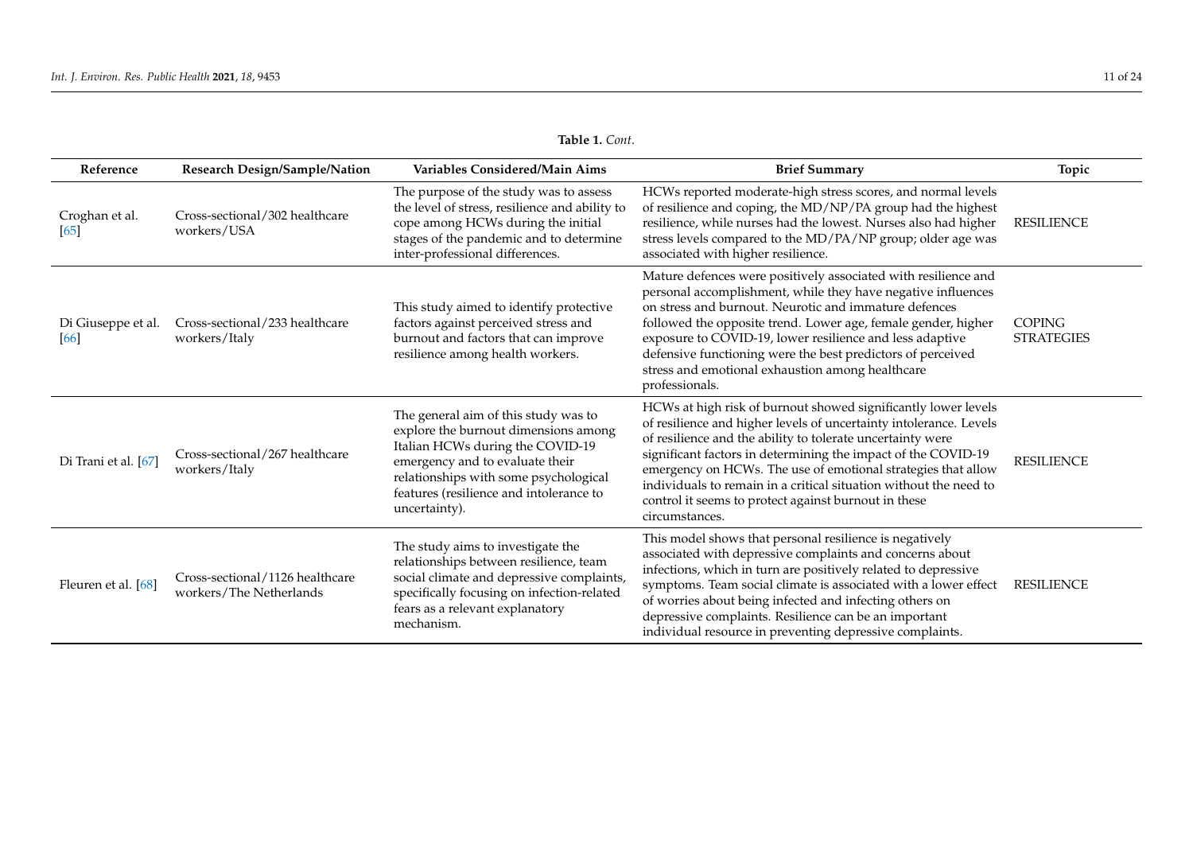**Table 1.** *Cont.*

| Reference | Research Design/Sample/Nation | Variables Considered/Main Aims | Brief Summary | Topic |
|---|---|---|---|---|
| Croghan et al. [65] | Cross-sectional/302 healthcare workers/USA | The purpose of the study was to assess the level of stress, resilience and ability to cope among HCWs during the initial stages of the pandemic and to determine inter-professional differences. | HCWs reported moderate-high stress scores, and normal levels of resilience and coping, the MD/NP/PA group had the highest resilience, while nurses had the lowest. Nurses also had higher stress levels compared to the MD/PA/NP group; older age was associated with higher resilience. | RESILIENCE |
| Di Giuseppe et al. [66] | Cross-sectional/233 healthcare workers/Italy | This study aimed to identify protective factors against perceived stress and burnout and factors that can improve resilience among health workers. | Mature defences were positively associated with resilience and personal accomplishment, while they have negative influences on stress and burnout. Neurotic and immature defences followed the opposite trend. Lower age, female gender, higher exposure to COVID-19, lower resilience and less adaptive defensive functioning were the best predictors of perceived stress and emotional exhaustion among healthcare professionals. | COPING STRATEGIES |
| Di Trani et al. [67] | Cross-sectional/267 healthcare workers/Italy | The general aim of this study was to explore the burnout dimensions among Italian HCWs during the COVID-19 emergency and to evaluate their relationships with some psychological features (resilience and intolerance to uncertainty). | HCWs at high risk of burnout showed significantly lower levels of resilience and higher levels of uncertainty intolerance. Levels of resilience and the ability to tolerate uncertainty were significant factors in determining the impact of the COVID-19 emergency on HCWs. The use of emotional strategies that allow individuals to remain in a critical situation without the need to control it seems to protect against burnout in these circumstances. | RESILIENCE |
| Fleuren et al. [68] | Cross-sectional/1126 healthcare workers/The Netherlands | The study aims to investigate the relationships between resilience, team social climate and depressive complaints, specifically focusing on infection-related fears as a relevant explanatory mechanism. | This model shows that personal resilience is negatively associated with depressive complaints and concerns about infections, which in turn are positively related to depressive symptoms. Team social climate is associated with a lower effect of worries about being infected and infecting others on depressive complaints. Resilience can be an important individual resource in preventing depressive complaints. | RESILIENCE |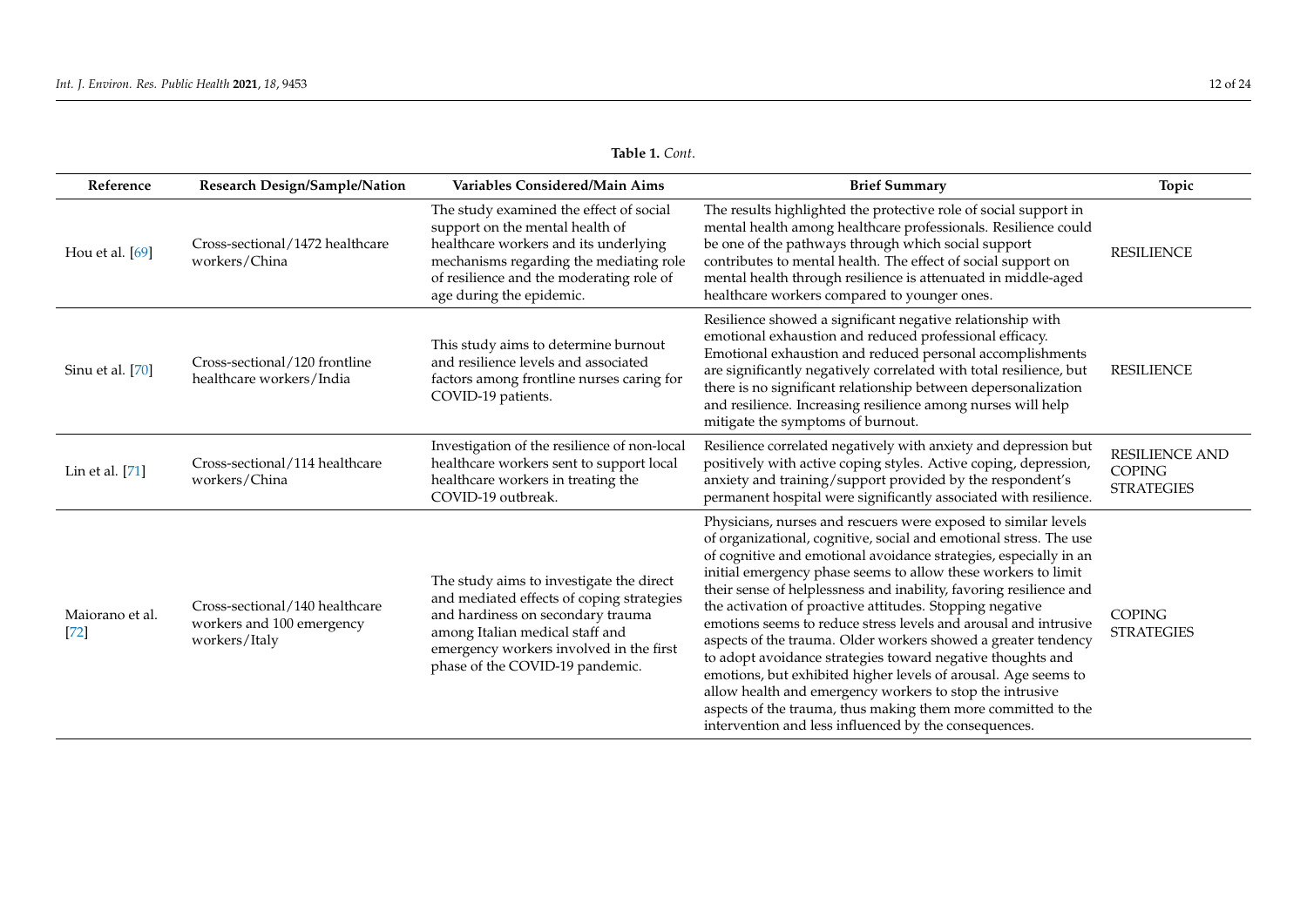**Table 1.** *Cont.*

| Reference | Research Design/Sample/Nation | Variables Considered/Main Aims | Brief Summary | Topic |
|---|---|---|---|---|
| Hou et al. [69] | Cross-sectional/1472 healthcare workers/China | The study examined the effect of social support on the mental health of healthcare workers and its underlying mechanisms regarding the mediating role of resilience and the moderating role of age during the epidemic. | The results highlighted the protective role of social support in mental health among healthcare professionals. Resilience could be one of the pathways through which social support contributes to mental health. The effect of social support on mental health through resilience is attenuated in middle-aged healthcare workers compared to younger ones. | RESILIENCE |
| Sinu et al. [70] | Cross-sectional/120 frontline healthcare workers/India | This study aims to determine burnout and resilience levels and associated factors among frontline nurses caring for COVID-19 patients. | Resilience showed a significant negative relationship with emotional exhaustion and reduced professional efficacy. Emotional exhaustion and reduced personal accomplishments are significantly negatively correlated with total resilience, but there is no significant relationship between depersonalization and resilience. Increasing resilience among nurses will help mitigate the symptoms of burnout. | RESILIENCE |
| Lin et al. [71] | Cross-sectional/114 healthcare workers/China | Investigation of the resilience of non-local healthcare workers sent to support local healthcare workers in treating the COVID-19 outbreak. | Resilience correlated negatively with anxiety and depression but positively with active coping styles. Active coping, depression, anxiety and training/support provided by the respondent's permanent hospital were significantly associated with resilience. | RESILIENCE AND COPING STRATEGIES |
| Maiorano et al. [72] | Cross-sectional/140 healthcare workers and 100 emergency workers/Italy | The study aims to investigate the direct and mediated effects of coping strategies and hardiness on secondary trauma among Italian medical staff and emergency workers involved in the first phase of the COVID-19 pandemic. | Physicians, nurses and rescuers were exposed to similar levels of organizational, cognitive, social and emotional stress. The use of cognitive and emotional avoidance strategies, especially in an initial emergency phase seems to allow these workers to limit their sense of helplessness and inability, favoring resilience and the activation of proactive attitudes. Stopping negative emotions seems to reduce stress levels and arousal and intrusive aspects of the trauma. Older workers showed a greater tendency to adopt avoidance strategies toward negative thoughts and emotions, but exhibited higher levels of arousal. Age seems to allow health and emergency workers to stop the intrusive aspects of the trauma, thus making them more committed to the intervention and less influenced by the consequences. | COPING STRATEGIES |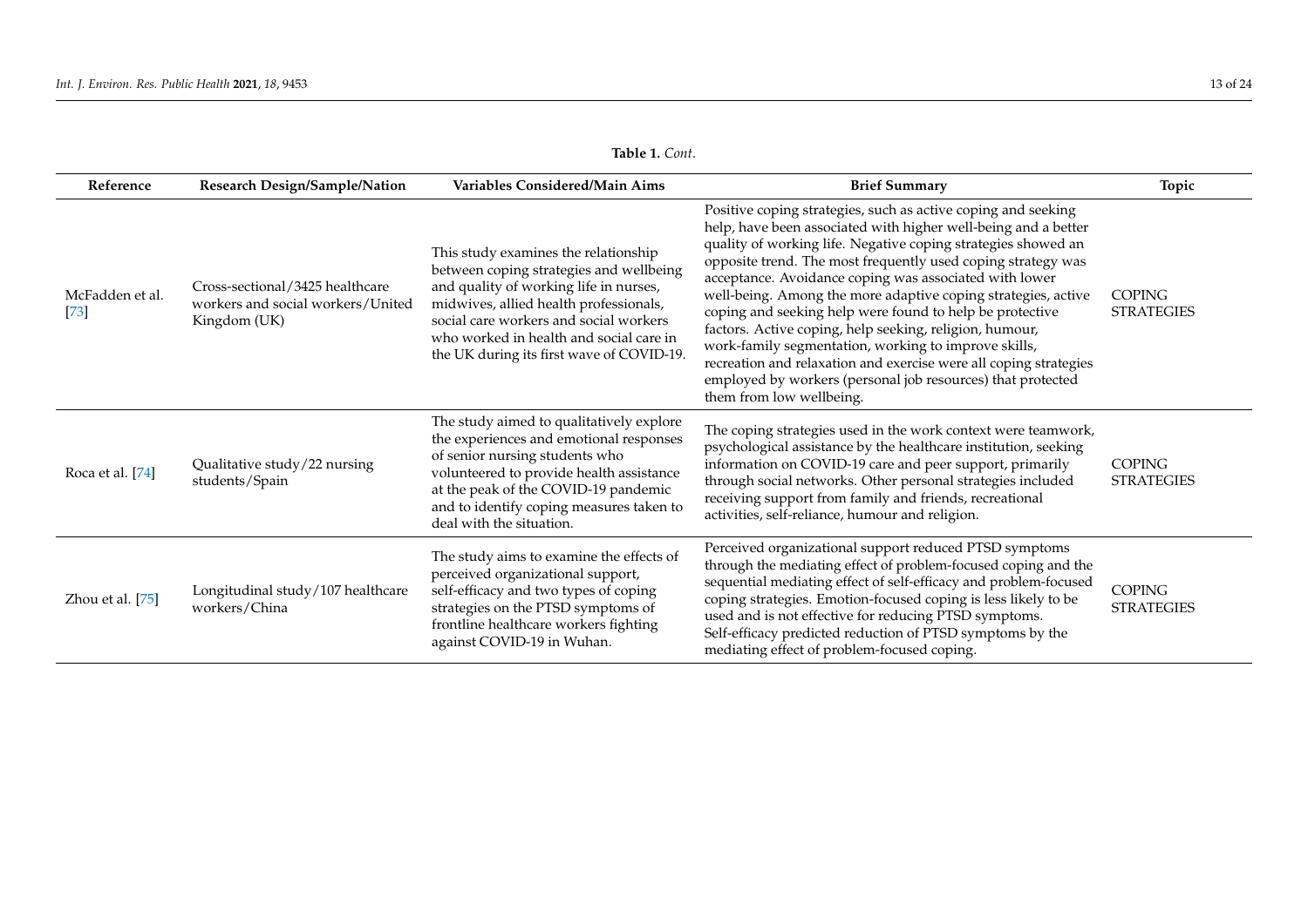**Table 1.** *Cont.*

| Reference | Research Design/Sample/Nation | Variables Considered/Main Aims | Brief Summary | Topic |
|---|---|---|---|---|
| McFadden et al. [73] | Cross-sectional/3425 healthcare workers and social workers/United Kingdom (UK) | This study examines the relationship between coping strategies and wellbeing and quality of working life in nurses, midwives, allied health professionals, social care workers and social workers who worked in health and social care in the UK during its first wave of COVID-19. | Positive coping strategies, such as active coping and seeking help, have been associated with higher well-being and a better quality of working life. Negative coping strategies showed an opposite trend. The most frequently used coping strategy was acceptance. Avoidance coping was associated with lower well-being. Among the more adaptive coping strategies, active coping and seeking help were found to help be protective factors. Active coping, help seeking, religion, humour, work-family segmentation, working to improve skills, recreation and relaxation and exercise were all coping strategies employed by workers (personal job resources) that protected them from low wellbeing. | COPING STRATEGIES |
| Roca et al. [74] | Qualitative study/22 nursing students/Spain | The study aimed to qualitatively explore the experiences and emotional responses of senior nursing students who volunteered to provide health assistance at the peak of the COVID-19 pandemic and to identify coping measures taken to deal with the situation. | The coping strategies used in the work context were teamwork, psychological assistance by the healthcare institution, seeking information on COVID-19 care and peer support, primarily through social networks. Other personal strategies included receiving support from family and friends, recreational activities, self-reliance, humour and religion. | COPING STRATEGIES |
| Zhou et al. [75] | Longitudinal study/107 healthcare workers/China | The study aims to examine the effects of perceived organizational support, self-efficacy and two types of coping strategies on the PTSD symptoms of frontline healthcare workers fighting against COVID-19 in Wuhan. | Perceived organizational support reduced PTSD symptoms through the mediating effect of problem-focused coping and the sequential mediating effect of self-efficacy and problem-focused coping strategies. Emotion-focused coping is less likely to be used and is not effective for reducing PTSD symptoms. Self-efficacy predicted reduction of PTSD symptoms by the mediating effect of problem-focused coping. | COPING STRATEGIES |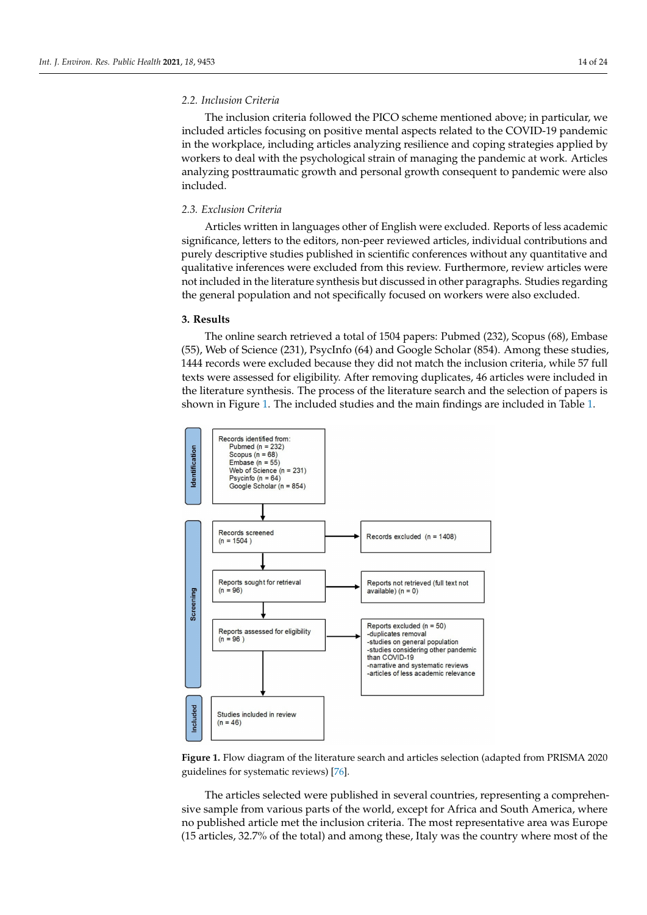### 2.2. Inclusion Criteria

The inclusion criteria followed the PICO scheme mentioned above; in particular, we included articles focusing on positive mental aspects related to the COVID-19 pandemic in the workplace, including articles analyzing resilience and coping strategies applied by workers to deal with the psychological strain of managing the pandemic at work. Articles analyzing posttraumatic growth and personal growth consequent to pandemic were also included.

### 2.3. Exclusion Criteria

Articles written in languages other of English were excluded. Reports of less academic significance, letters to the editors, non-peer reviewed articles, individual contributions and purely descriptive studies published in scientific conferences without any quantitative and qualitative inferences were excluded from this review. Furthermore, review articles were not included in the literature synthesis but discussed in other paragraphs. Studies regarding the general population and not specifically focused on workers were also excluded.

## 3. Results

The online search retrieved a total of 1504 papers: Pubmed (232), Scopus (68), Embase (55), Web of Science (231), PsycInfo (64) and Google Scholar (854). Among these studies, 1444 records were excluded because they did not match the inclusion criteria, while 57 full texts were assessed for eligibility. After removing duplicates, 46 articles were included in the literature synthesis. The process of the literature search and the selection of papers is shown in Figure 1. The included studies and the main findings are included in Table 1.

**Identification**

Records identified from:
- Pubmed (n = 232)
- Scopus (n = 68)
- Embase (n = 55)
- Web of Science (n = 231)
- Psycinfo (n = 64)
- Google Scholar (n = 854)

**Screening**

Records screened (n = 1504) → Records excluded (n = 1408)

Reports sought for retrieval (n = 96) → Reports not retrieved (full text not available) (n = 0)

Reports assessed for eligibility (n = 96) → Reports excluded (n = 50)
- -duplicates removal
- -studies on general population
- -studies considering other pandemic than COVID-19
- -narrative and systematic reviews
- -articles of less academic relevance

**Included**

Studies included in review (n = 46)

**Figure 1.** Flow diagram of the literature search and articles selection (adapted from PRISMA 2020 guidelines for systematic reviews) [76].

The articles selected were published in several countries, representing a comprehensive sample from various parts of the world, except for Africa and South America, where no published article met the inclusion criteria. The most representative area was Europe (15 articles, 32.7% of the total) and among these, Italy was the country where most of the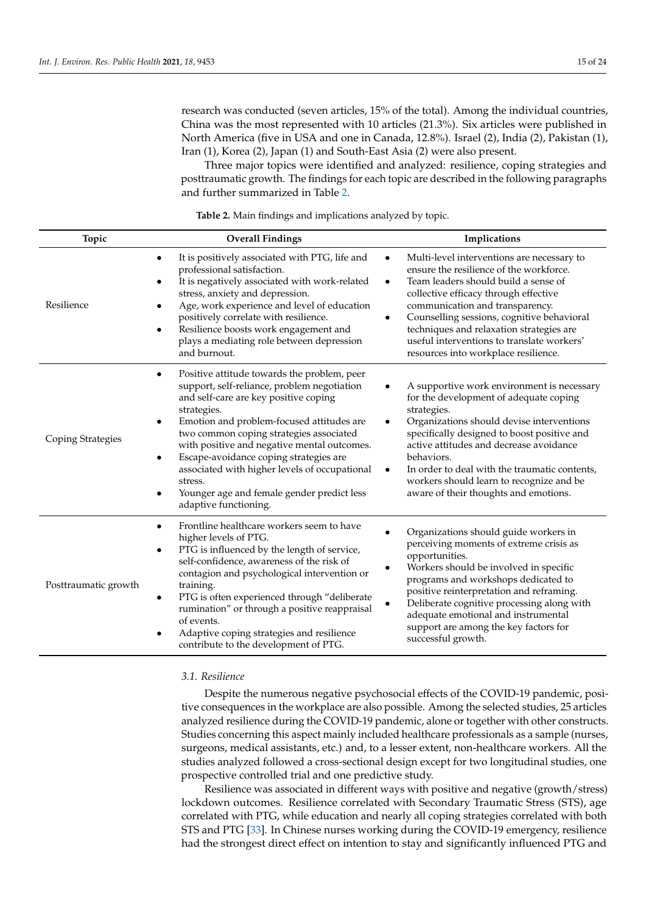research was conducted (seven articles, 15% of the total). Among the individual countries, China was the most represented with 10 articles (21.3%). Six articles were published in North America (five in USA and one in Canada, 12.8%). Israel (2), India (2), Pakistan (1), Iran (1), Korea (2), Japan (1) and South-East Asia (2) were also present.

Three major topics were identified and analyzed: resilience, coping strategies and posttraumatic growth. The findings for each topic are described in the following paragraphs and further summarized in Table 2.

**Table 2.** Main findings and implications analyzed by topic.

| Topic | Overall Findings | Implications |
|---|---|---|
| Resilience | • It is positively associated with PTG, life and professional satisfaction.<br>• It is negatively associated with work-related stress, anxiety and depression.<br>• Age, work experience and level of education positively correlate with resilience.<br>• Resilience boosts work engagement and plays a mediating role between depression and burnout. | • Multi-level interventions are necessary to ensure the resilience of the workforce.<br>• Team leaders should build a sense of collective efficacy through effective communication and transparency.<br>• Counselling sessions, cognitive behavioral techniques and relaxation strategies are useful interventions to translate workers' resources into workplace resilience. |
| Coping Strategies | • Positive attitude towards the problem, peer support, self-reliance, problem negotiation and self-care are key positive coping strategies.<br>• Emotion and problem-focused attitudes are two common coping strategies associated with positive and negative mental outcomes.<br>• Escape-avoidance coping strategies are associated with higher levels of occupational stress.<br>• Younger age and female gender predict less adaptive functioning. | • A supportive work environment is necessary for the development of adequate coping strategies.<br>• Organizations should devise interventions specifically designed to boost positive and active attitudes and decrease avoidance behaviors.<br>• In order to deal with the traumatic contents, workers should learn to recognize and be aware of their thoughts and emotions. |
| Posttraumatic growth | • Frontline healthcare workers seem to have higher levels of PTG.<br>• PTG is influenced by the length of service, self-confidence, awareness of the risk of contagion and psychological intervention or training.<br>• PTG is often experienced through "deliberate rumination" or through a positive reappraisal of events.<br>• Adaptive coping strategies and resilience contribute to the development of PTG. | • Organizations should guide workers in perceiving moments of extreme crisis as opportunities.<br>• Workers should be involved in specific programs and workshops dedicated to positive reinterpretation and reframing.<br>• Deliberate cognitive processing along with adequate emotional and instrumental support are among the key factors for successful growth. |

### 3.1. Resilience

Despite the numerous negative psychosocial effects of the COVID-19 pandemic, positive consequences in the workplace are also possible. Among the selected studies, 25 articles analyzed resilience during the COVID-19 pandemic, alone or together with other constructs. Studies concerning this aspect mainly included healthcare professionals as a sample (nurses, surgeons, medical assistants, etc.) and, to a lesser extent, non-healthcare workers. All the studies analyzed followed a cross-sectional design except for two longitudinal studies, one prospective controlled trial and one predictive study.

Resilience was associated in different ways with positive and negative (growth/stress) lockdown outcomes. Resilience correlated with Secondary Traumatic Stress (STS), age correlated with PTG, while education and nearly all coping strategies correlated with both STS and PTG [33]. In Chinese nurses working during the COVID-19 emergency, resilience had the strongest direct effect on intention to stay and significantly influenced PTG and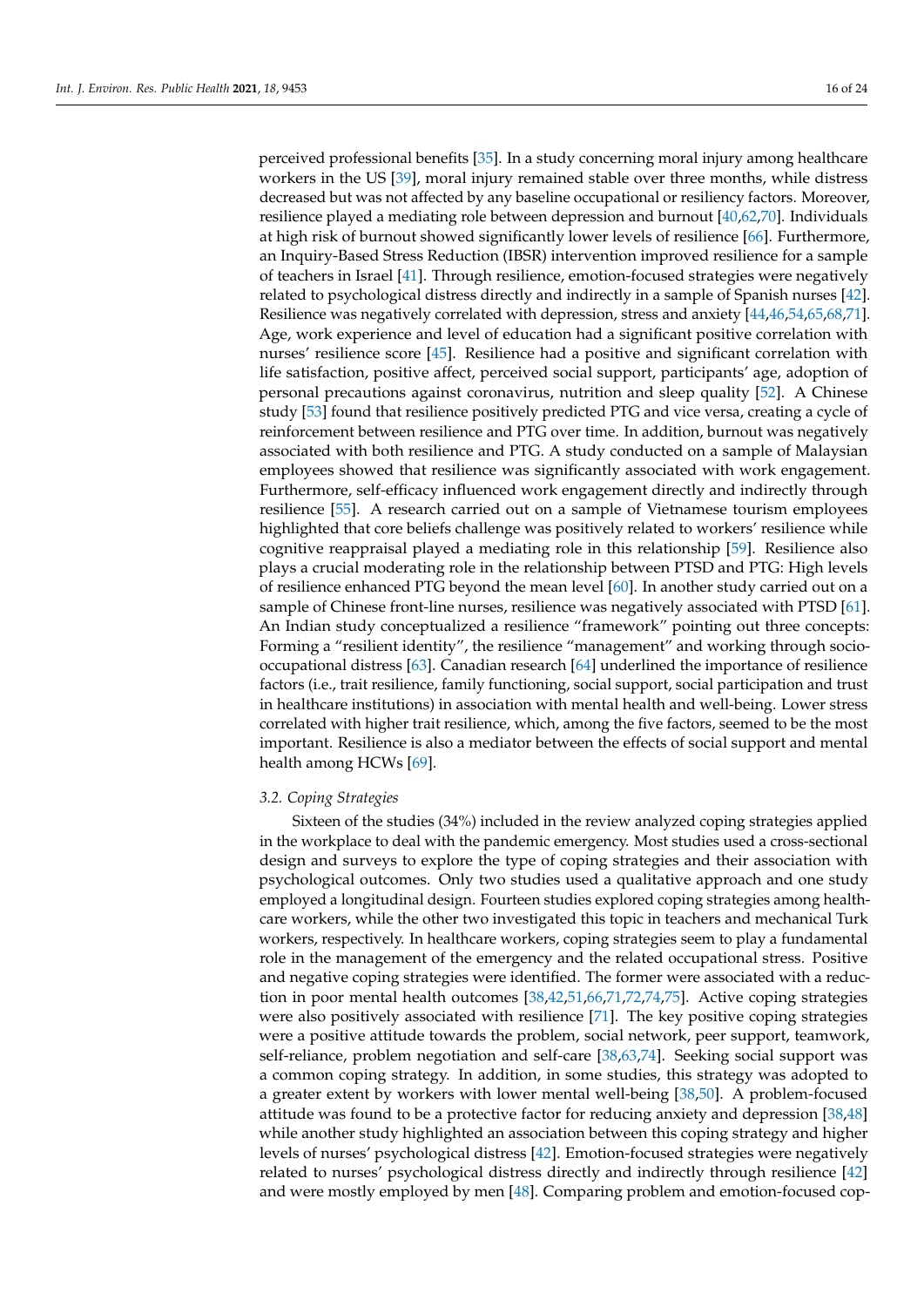perceived professional benefits [35]. In a study concerning moral injury among healthcare workers in the US [39], moral injury remained stable over three months, while distress decreased but was not affected by any baseline occupational or resiliency factors. Moreover, resilience played a mediating role between depression and burnout [40,62,70]. Individuals at high risk of burnout showed significantly lower levels of resilience [66]. Furthermore, an Inquiry-Based Stress Reduction (IBSR) intervention improved resilience for a sample of teachers in Israel [41]. Through resilience, emotion-focused strategies were negatively related to psychological distress directly and indirectly in a sample of Spanish nurses [42]. Resilience was negatively correlated with depression, stress and anxiety [44,46,54,65,68,71]. Age, work experience and level of education had a significant positive correlation with nurses' resilience score [45]. Resilience had a positive and significant correlation with life satisfaction, positive affect, perceived social support, participants' age, adoption of personal precautions against coronavirus, nutrition and sleep quality [52]. A Chinese study [53] found that resilience positively predicted PTG and vice versa, creating a cycle of reinforcement between resilience and PTG over time. In addition, burnout was negatively associated with both resilience and PTG. A study conducted on a sample of Malaysian employees showed that resilience was significantly associated with work engagement. Furthermore, self-efficacy influenced work engagement directly and indirectly through resilience [55]. A research carried out on a sample of Vietnamese tourism employees highlighted that core beliefs challenge was positively related to workers' resilience while cognitive reappraisal played a mediating role in this relationship [59]. Resilience also plays a crucial moderating role in the relationship between PTSD and PTG: High levels of resilience enhanced PTG beyond the mean level [60]. In another study carried out on a sample of Chinese front-line nurses, resilience was negatively associated with PTSD [61]. An Indian study conceptualized a resilience "framework" pointing out three concepts: Forming a "resilient identity", the resilience "management" and working through socio-occupational distress [63]. Canadian research [64] underlined the importance of resilience factors (i.e., trait resilience, family functioning, social support, social participation and trust in healthcare institutions) in association with mental health and well-being. Lower stress correlated with higher trait resilience, which, among the five factors, seemed to be the most important. Resilience is also a mediator between the effects of social support and mental health among HCWs [69].

### 3.2. Coping Strategies

Sixteen of the studies (34%) included in the review analyzed coping strategies applied in the workplace to deal with the pandemic emergency. Most studies used a cross-sectional design and surveys to explore the type of coping strategies and their association with psychological outcomes. Only two studies used a qualitative approach and one study employed a longitudinal design. Fourteen studies explored coping strategies among healthcare workers, while the other two investigated this topic in teachers and mechanical Turk workers, respectively. In healthcare workers, coping strategies seem to play a fundamental role in the management of the emergency and the related occupational stress. Positive and negative coping strategies were identified. The former were associated with a reduction in poor mental health outcomes [38,42,51,66,71,72,74,75]. Active coping strategies were also positively associated with resilience [71]. The key positive coping strategies were a positive attitude towards the problem, social network, peer support, teamwork, self-reliance, problem negotiation and self-care [38,63,74]. Seeking social support was a common coping strategy. In addition, in some studies, this strategy was adopted to a greater extent by workers with lower mental well-being [38,50]. A problem-focused attitude was found to be a protective factor for reducing anxiety and depression [38,48] while another study highlighted an association between this coping strategy and higher levels of nurses' psychological distress [42]. Emotion-focused strategies were negatively related to nurses' psychological distress directly and indirectly through resilience [42] and were mostly employed by men [48]. Comparing problem and emotion-focused cop-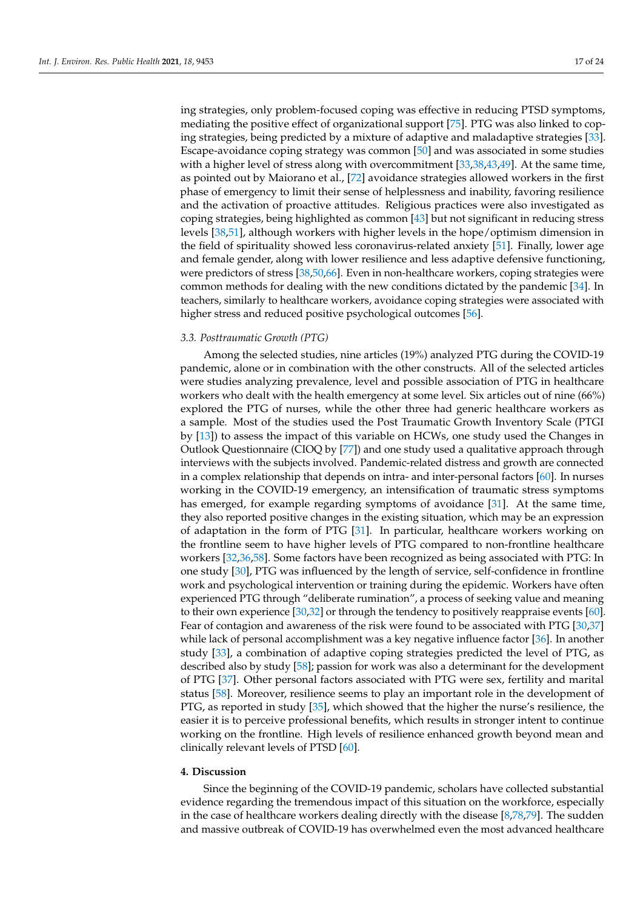ing strategies, only problem-focused coping was effective in reducing PTSD symptoms, mediating the positive effect of organizational support [75]. PTG was also linked to coping strategies, being predicted by a mixture of adaptive and maladaptive strategies [33]. Escape-avoidance coping strategy was common [50] and was associated in some studies with a higher level of stress along with overcommitment [33,38,43,49]. At the same time, as pointed out by Maiorano et al., [72] avoidance strategies allowed workers in the first phase of emergency to limit their sense of helplessness and inability, favoring resilience and the activation of proactive attitudes. Religious practices were also investigated as coping strategies, being highlighted as common [43] but not significant in reducing stress levels [38,51], although workers with higher levels in the hope/optimism dimension in the field of spirituality showed less coronavirus-related anxiety [51]. Finally, lower age and female gender, along with lower resilience and less adaptive defensive functioning, were predictors of stress [38,50,66]. Even in non-healthcare workers, coping strategies were common methods for dealing with the new conditions dictated by the pandemic [34]. In teachers, similarly to healthcare workers, avoidance coping strategies were associated with higher stress and reduced positive psychological outcomes [56].

### 3.3. Posttraumatic Growth (PTG)

Among the selected studies, nine articles (19%) analyzed PTG during the COVID-19 pandemic, alone or in combination with the other constructs. All of the selected articles were studies analyzing prevalence, level and possible association of PTG in healthcare workers who dealt with the health emergency at some level. Six articles out of nine (66%) explored the PTG of nurses, while the other three had generic healthcare workers as a sample. Most of the studies used the Post Traumatic Growth Inventory Scale (PTGI by [13]) to assess the impact of this variable on HCWs, one study used the Changes in Outlook Questionnaire (CIOQ by [77]) and one study used a qualitative approach through interviews with the subjects involved. Pandemic-related distress and growth are connected in a complex relationship that depends on intra- and inter-personal factors [60]. In nurses working in the COVID-19 emergency, an intensification of traumatic stress symptoms has emerged, for example regarding symptoms of avoidance [31]. At the same time, they also reported positive changes in the existing situation, which may be an expression of adaptation in the form of PTG [31]. In particular, healthcare workers working on the frontline seem to have higher levels of PTG compared to non-frontline healthcare workers [32,36,58]. Some factors have been recognized as being associated with PTG: In one study [30], PTG was influenced by the length of service, self-confidence in frontline work and psychological intervention or training during the epidemic. Workers have often experienced PTG through "deliberate rumination", a process of seeking value and meaning to their own experience [30,32] or through the tendency to positively reappraise events [60]. Fear of contagion and awareness of the risk were found to be associated with PTG [30,37] while lack of personal accomplishment was a key negative influence factor [36]. In another study [33], a combination of adaptive coping strategies predicted the level of PTG, as described also by study [58]; passion for work was also a determinant for the development of PTG [37]. Other personal factors associated with PTG were sex, fertility and marital status [58]. Moreover, resilience seems to play an important role in the development of PTG, as reported in study [35], which showed that the higher the nurse's resilience, the easier it is to perceive professional benefits, which results in stronger intent to continue working on the frontline. High levels of resilience enhanced growth beyond mean and clinically relevant levels of PTSD [60].

## 4. Discussion

Since the beginning of the COVID-19 pandemic, scholars have collected substantial evidence regarding the tremendous impact of this situation on the workforce, especially in the case of healthcare workers dealing directly with the disease [8,78,79]. The sudden and massive outbreak of COVID-19 has overwhelmed even the most advanced healthcare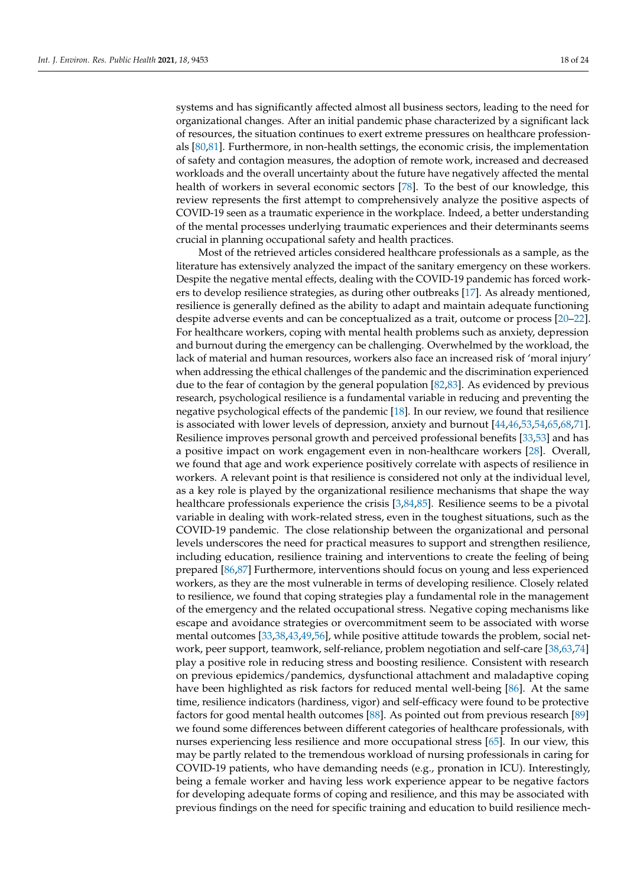systems and has significantly affected almost all business sectors, leading to the need for organizational changes. After an initial pandemic phase characterized by a significant lack of resources, the situation continues to exert extreme pressures on healthcare professionals [80,81]. Furthermore, in non-health settings, the economic crisis, the implementation of safety and contagion measures, the adoption of remote work, increased and decreased workloads and the overall uncertainty about the future have negatively affected the mental health of workers in several economic sectors [78]. To the best of our knowledge, this review represents the first attempt to comprehensively analyze the positive aspects of COVID-19 seen as a traumatic experience in the workplace. Indeed, a better understanding of the mental processes underlying traumatic experiences and their determinants seems crucial in planning occupational safety and health practices.

Most of the retrieved articles considered healthcare professionals as a sample, as the literature has extensively analyzed the impact of the sanitary emergency on these workers. Despite the negative mental effects, dealing with the COVID-19 pandemic has forced workers to develop resilience strategies, as during other outbreaks [17]. As already mentioned, resilience is generally defined as the ability to adapt and maintain adequate functioning despite adverse events and can be conceptualized as a trait, outcome or process [20–22]. For healthcare workers, coping with mental health problems such as anxiety, depression and burnout during the emergency can be challenging. Overwhelmed by the workload, the lack of material and human resources, workers also face an increased risk of 'moral injury' when addressing the ethical challenges of the pandemic and the discrimination experienced due to the fear of contagion by the general population [82,83]. As evidenced by previous research, psychological resilience is a fundamental variable in reducing and preventing the negative psychological effects of the pandemic [18]. In our review, we found that resilience is associated with lower levels of depression, anxiety and burnout [44,46,53,54,65,68,71]. Resilience improves personal growth and perceived professional benefits [33,53] and has a positive impact on work engagement even in non-healthcare workers [28]. Overall, we found that age and work experience positively correlate with aspects of resilience in workers. A relevant point is that resilience is considered not only at the individual level, as a key role is played by the organizational resilience mechanisms that shape the way healthcare professionals experience the crisis [3,84,85]. Resilience seems to be a pivotal variable in dealing with work-related stress, even in the toughest situations, such as the COVID-19 pandemic. The close relationship between the organizational and personal levels underscores the need for practical measures to support and strengthen resilience, including education, resilience training and interventions to create the feeling of being prepared [86,87] Furthermore, interventions should focus on young and less experienced workers, as they are the most vulnerable in terms of developing resilience. Closely related to resilience, we found that coping strategies play a fundamental role in the management of the emergency and the related occupational stress. Negative coping mechanisms like escape and avoidance strategies or overcommitment seem to be associated with worse mental outcomes [33,38,43,49,56], while positive attitude towards the problem, social network, peer support, teamwork, self-reliance, problem negotiation and self-care [38,63,74] play a positive role in reducing stress and boosting resilience. Consistent with research on previous epidemics/pandemics, dysfunctional attachment and maladaptive coping have been highlighted as risk factors for reduced mental well-being [86]. At the same time, resilience indicators (hardiness, vigor) and self-efficacy were found to be protective factors for good mental health outcomes [88]. As pointed out from previous research [89] we found some differences between different categories of healthcare professionals, with nurses experiencing less resilience and more occupational stress [65]. In our view, this may be partly related to the tremendous workload of nursing professionals in caring for COVID-19 patients, who have demanding needs (e.g., pronation in ICU). Interestingly, being a female worker and having less work experience appear to be negative factors for developing adequate forms of coping and resilience, and this may be associated with previous findings on the need for specific training and education to build resilience mech-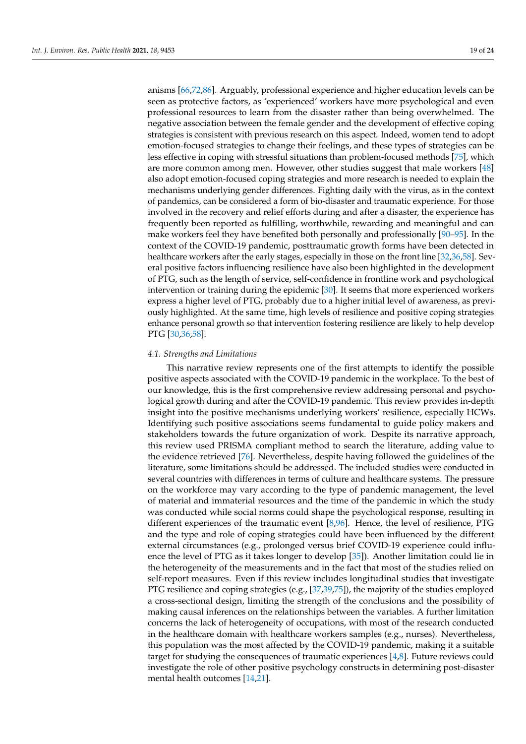anisms [66,72,86]. Arguably, professional experience and higher education levels can be seen as protective factors, as 'experienced' workers have more psychological and even professional resources to learn from the disaster rather than being overwhelmed. The negative association between the female gender and the development of effective coping strategies is consistent with previous research on this aspect. Indeed, women tend to adopt emotion-focused strategies to change their feelings, and these types of strategies can be less effective in coping with stressful situations than problem-focused methods [75], which are more common among men. However, other studies suggest that male workers [48] also adopt emotion-focused coping strategies and more research is needed to explain the mechanisms underlying gender differences. Fighting daily with the virus, as in the context of pandemics, can be considered a form of bio-disaster and traumatic experience. For those involved in the recovery and relief efforts during and after a disaster, the experience has frequently been reported as fulfilling, worthwhile, rewarding and meaningful and can make workers feel they have benefited both personally and professionally [90–95]. In the context of the COVID-19 pandemic, posttraumatic growth forms have been detected in healthcare workers after the early stages, especially in those on the front line [32,36,58]. Several positive factors influencing resilience have also been highlighted in the development of PTG, such as the length of service, self-confidence in frontline work and psychological intervention or training during the epidemic [30]. It seems that more experienced workers express a higher level of PTG, probably due to a higher initial level of awareness, as previously highlighted. At the same time, high levels of resilience and positive coping strategies enhance personal growth so that intervention fostering resilience are likely to help develop PTG [30,36,58].

### *4.1. Strengths and Limitations*

This narrative review represents one of the first attempts to identify the possible positive aspects associated with the COVID-19 pandemic in the workplace. To the best of our knowledge, this is the first comprehensive review addressing personal and psychological growth during and after the COVID-19 pandemic. This review provides in-depth insight into the positive mechanisms underlying workers' resilience, especially HCWs. Identifying such positive associations seems fundamental to guide policy makers and stakeholders towards the future organization of work. Despite its narrative approach, this review used PRISMA compliant method to search the literature, adding value to the evidence retrieved [76]. Nevertheless, despite having followed the guidelines of the literature, some limitations should be addressed. The included studies were conducted in several countries with differences in terms of culture and healthcare systems. The pressure on the workforce may vary according to the type of pandemic management, the level of material and immaterial resources and the time of the pandemic in which the study was conducted while social norms could shape the psychological response, resulting in different experiences of the traumatic event [8,96]. Hence, the level of resilience, PTG and the type and role of coping strategies could have been influenced by the different external circumstances (e.g., prolonged versus brief COVID-19 experience could influence the level of PTG as it takes longer to develop [35]). Another limitation could lie in the heterogeneity of the measurements and in the fact that most of the studies relied on self-report measures. Even if this review includes longitudinal studies that investigate PTG resilience and coping strategies (e.g., [37,39,75]), the majority of the studies employed a cross-sectional design, limiting the strength of the conclusions and the possibility of making causal inferences on the relationships between the variables. A further limitation concerns the lack of heterogeneity of occupations, with most of the research conducted in the healthcare domain with healthcare workers samples (e.g., nurses). Nevertheless, this population was the most affected by the COVID-19 pandemic, making it a suitable target for studying the consequences of traumatic experiences [4,8]. Future reviews could investigate the role of other positive psychology constructs in determining post-disaster mental health outcomes [14,21].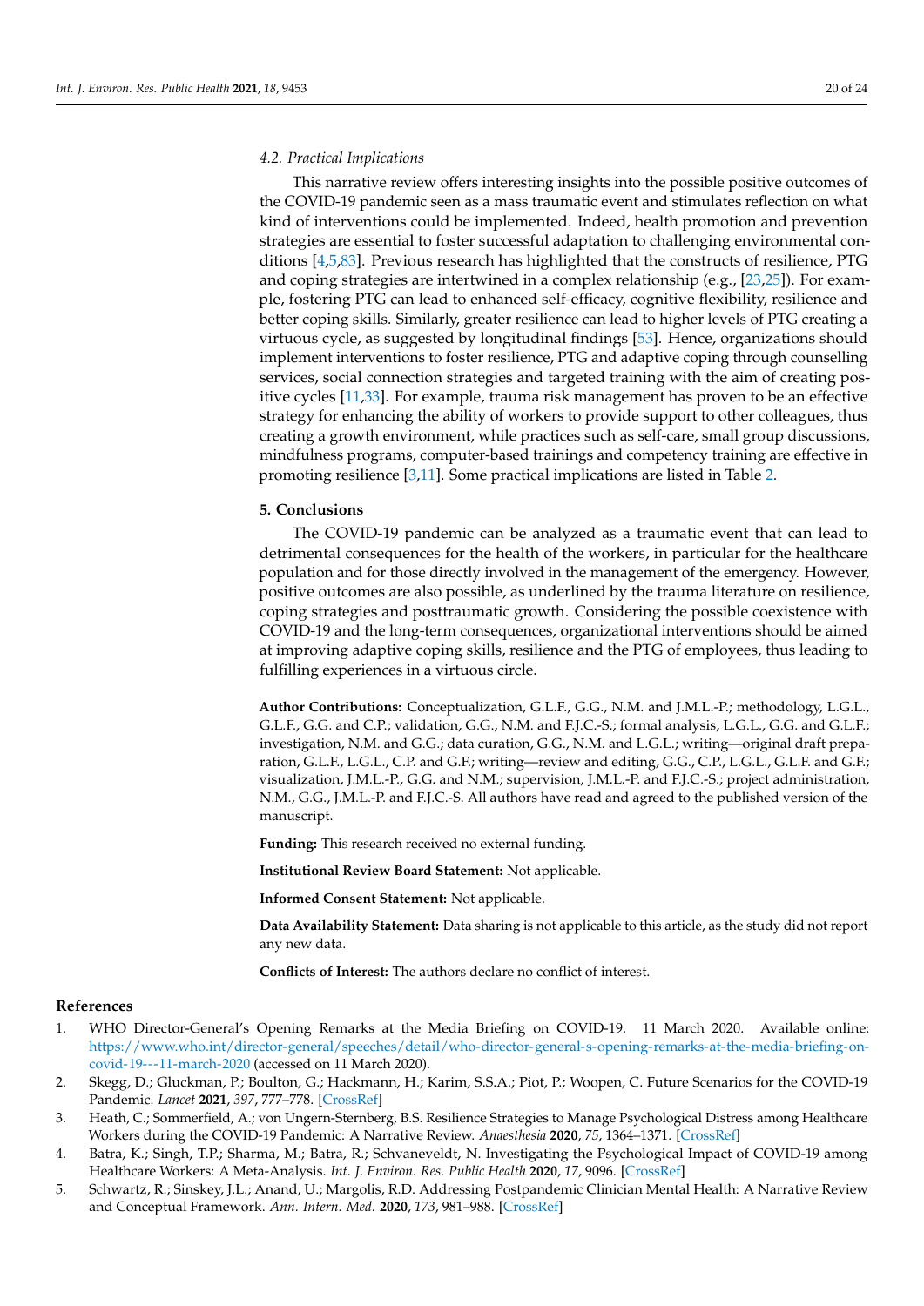### 4.2. Practical Implications

This narrative review offers interesting insights into the possible positive outcomes of the COVID-19 pandemic seen as a mass traumatic event and stimulates reflection on what kind of interventions could be implemented. Indeed, health promotion and prevention strategies are essential to foster successful adaptation to challenging environmental conditions [4,5,83]. Previous research has highlighted that the constructs of resilience, PTG and coping strategies are intertwined in a complex relationship (e.g., [23,25]). For example, fostering PTG can lead to enhanced self-efficacy, cognitive flexibility, resilience and better coping skills. Similarly, greater resilience can lead to higher levels of PTG creating a virtuous cycle, as suggested by longitudinal findings [53]. Hence, organizations should implement interventions to foster resilience, PTG and adaptive coping through counselling services, social connection strategies and targeted training with the aim of creating positive cycles [11,33]. For example, trauma risk management has proven to be an effective strategy for enhancing the ability of workers to provide support to other colleagues, thus creating a growth environment, while practices such as self-care, small group discussions, mindfulness programs, computer-based trainings and competency training are effective in promoting resilience [3,11]. Some practical implications are listed in Table 2.

## 5. Conclusions

The COVID-19 pandemic can be analyzed as a traumatic event that can lead to detrimental consequences for the health of the workers, in particular for the healthcare population and for those directly involved in the management of the emergency. However, positive outcomes are also possible, as underlined by the trauma literature on resilience, coping strategies and posttraumatic growth. Considering the possible coexistence with COVID-19 and the long-term consequences, organizational interventions should be aimed at improving adaptive coping skills, resilience and the PTG of employees, thus leading to fulfilling experiences in a virtuous circle.

**Author Contributions:** Conceptualization, G.L.F., G.G., N.M. and J.M.L.-P.; methodology, L.G.L., G.L.F., G.G. and C.P.; validation, G.G., N.M. and F.J.C.-S.; formal analysis, L.G.L., G.G. and G.L.F.; investigation, N.M. and G.G.; data curation, G.G., N.M. and L.G.L.; writing—original draft preparation, G.L.F., L.G.L., C.P. and G.F.; writing—review and editing, G.G., C.P., L.G.L., G.L.F. and G.F.; visualization, J.M.L.-P., G.G. and N.M.; supervision, J.M.L.-P. and F.J.C.-S.; project administration, N.M., G.G., J.M.L.-P. and F.J.C.-S. All authors have read and agreed to the published version of the manuscript.

**Funding:** This research received no external funding.

**Institutional Review Board Statement:** Not applicable.

**Informed Consent Statement:** Not applicable.

**Data Availability Statement:** Data sharing is not applicable to this article, as the study did not report any new data.

**Conflicts of Interest:** The authors declare no conflict of interest.

## References

1. WHO Director-General's Opening Remarks at the Media Briefing on COVID-19. 11 March 2020. Available online: https://www.who.int/director-general/speeches/detail/who-director-general-s-opening-remarks-at-the-media-briefing-on-covid-19---11-march-2020 (accessed on 11 March 2020).
2. Skegg, D.; Gluckman, P.; Boulton, G.; Hackmann, H.; Karim, S.S.A.; Piot, P.; Woopen, C. Future Scenarios for the COVID-19 Pandemic. *Lancet* **2021**, *397*, 777–778. [CrossRef]
3. Heath, C.; Sommerfield, A.; von Ungern-Sternberg, B.S. Resilience Strategies to Manage Psychological Distress among Healthcare Workers during the COVID-19 Pandemic: A Narrative Review. *Anaesthesia* **2020**, *75*, 1364–1371. [CrossRef]
4. Batra, K.; Singh, T.P.; Sharma, M.; Batra, R.; Schvaneveldt, N. Investigating the Psychological Impact of COVID-19 among Healthcare Workers: A Meta-Analysis. *Int. J. Environ. Res. Public Health* **2020**, *17*, 9096. [CrossRef]
5. Schwartz, R.; Sinskey, J.L.; Anand, U.; Margolis, R.D. Addressing Postpandemic Clinician Mental Health: A Narrative Review and Conceptual Framework. *Ann. Intern. Med.* **2020**, *173*, 981–988. [CrossRef]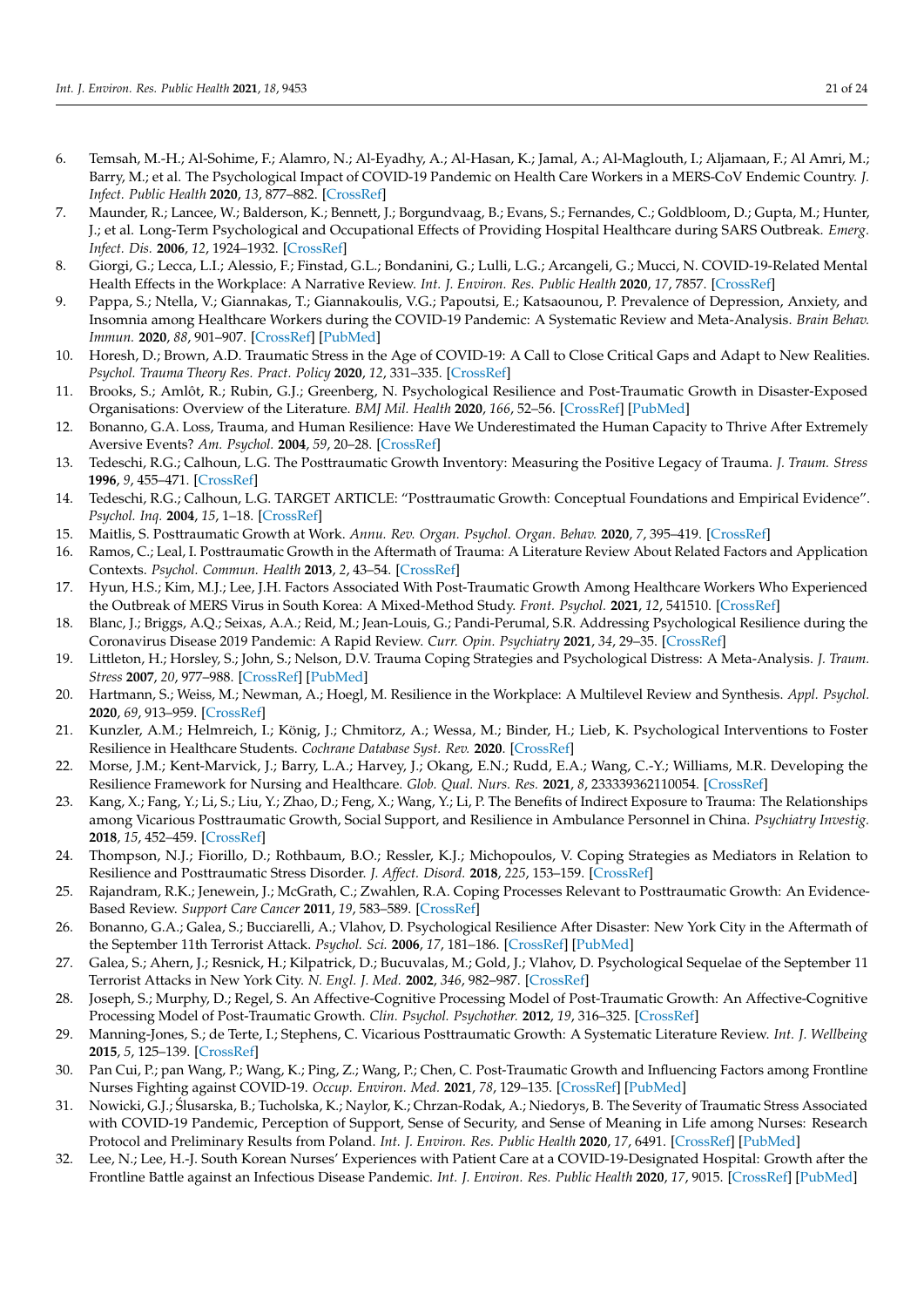6. Temsah, M.-H.; Al-Sohime, F.; Alamro, N.; Al-Eyadhy, A.; Al-Hasan, K.; Jamal, A.; Al-Maglouth, I.; Aljamaan, F.; Al Amri, M.; Barry, M.; et al. The Psychological Impact of COVID-19 Pandemic on Health Care Workers in a MERS-CoV Endemic Country. *J. Infect. Public Health* **2020**, *13*, 877–882. [CrossRef]
7. Maunder, R.; Lancee, W.; Balderson, K.; Bennett, J.; Borgundvaag, B.; Evans, S.; Fernandes, C.; Goldbloom, D.; Gupta, M.; Hunter, J.; et al. Long-Term Psychological and Occupational Effects of Providing Hospital Healthcare during SARS Outbreak. *Emerg. Infect. Dis.* **2006**, *12*, 1924–1932. [CrossRef]
8. Giorgi, G.; Lecca, L.I.; Alessio, F.; Finstad, G.L.; Bondanini, G.; Lulli, L.G.; Arcangeli, G.; Mucci, N. COVID-19-Related Mental Health Effects in the Workplace: A Narrative Review. *Int. J. Environ. Res. Public Health* **2020**, *17*, 7857. [CrossRef]
9. Pappa, S.; Ntella, V.; Giannakas, T.; Giannakoulis, V.G.; Papoutsi, E.; Katsaounou, P. Prevalence of Depression, Anxiety, and Insomnia among Healthcare Workers during the COVID-19 Pandemic: A Systematic Review and Meta-Analysis. *Brain Behav. Immun.* **2020**, *88*, 901–907. [CrossRef] [PubMed]
10. Horesh, D.; Brown, A.D. Traumatic Stress in the Age of COVID-19: A Call to Close Critical Gaps and Adapt to New Realities. *Psychol. Trauma Theory Res. Pract. Policy* **2020**, *12*, 331–335. [CrossRef]
11. Brooks, S.; Amlôt, R.; Rubin, G.J.; Greenberg, N. Psychological Resilience and Post-Traumatic Growth in Disaster-Exposed Organisations: Overview of the Literature. *BMJ Mil. Health* **2020**, *166*, 52–56. [CrossRef] [PubMed]
12. Bonanno, G.A. Loss, Trauma, and Human Resilience: Have We Underestimated the Human Capacity to Thrive After Extremely Aversive Events? *Am. Psychol.* **2004**, *59*, 20–28. [CrossRef]
13. Tedeschi, R.G.; Calhoun, L.G. The Posttraumatic Growth Inventory: Measuring the Positive Legacy of Trauma. *J. Traum. Stress* **1996**, *9*, 455–471. [CrossRef]
14. Tedeschi, R.G.; Calhoun, L.G. TARGET ARTICLE: "Posttraumatic Growth: Conceptual Foundations and Empirical Evidence". *Psychol. Inq.* **2004**, *15*, 1–18. [CrossRef]
15. Maitlis, S. Posttraumatic Growth at Work. *Annu. Rev. Organ. Psychol. Organ. Behav.* **2020**, *7*, 395–419. [CrossRef]
16. Ramos, C.; Leal, I. Posttraumatic Growth in the Aftermath of Trauma: A Literature Review About Related Factors and Application Contexts. *Psychol. Commun. Health* **2013**, *2*, 43–54. [CrossRef]
17. Hyun, H.S.; Kim, M.J.; Lee, J.H. Factors Associated With Post-Traumatic Growth Among Healthcare Workers Who Experienced the Outbreak of MERS Virus in South Korea: A Mixed-Method Study. *Front. Psychol.* **2021**, *12*, 541510. [CrossRef]
18. Blanc, J.; Briggs, A.Q.; Seixas, A.A.; Reid, M.; Jean-Louis, G.; Pandi-Perumal, S.R. Addressing Psychological Resilience during the Coronavirus Disease 2019 Pandemic: A Rapid Review. *Curr. Opin. Psychiatry* **2021**, *34*, 29–35. [CrossRef]
19. Littleton, H.; Horsley, S.; John, S.; Nelson, D.V. Trauma Coping Strategies and Psychological Distress: A Meta-Analysis. *J. Traum. Stress* **2007**, *20*, 977–988. [CrossRef] [PubMed]
20. Hartmann, S.; Weiss, M.; Newman, A.; Hoegl, M. Resilience in the Workplace: A Multilevel Review and Synthesis. *Appl. Psychol.* **2020**, *69*, 913–959. [CrossRef]
21. Kunzler, A.M.; Helmreich, I.; König, J.; Chmitorz, A.; Wessa, M.; Binder, H.; Lieb, K. Psychological Interventions to Foster Resilience in Healthcare Students. *Cochrane Database Syst. Rev.* **2020**. [CrossRef]
22. Morse, J.M.; Kent-Marvick, J.; Barry, L.A.; Harvey, J.; Okang, E.N.; Rudd, E.A.; Wang, C.-Y.; Williams, M.R. Developing the Resilience Framework for Nursing and Healthcare. *Glob. Qual. Nurs. Res.* **2021**, *8*, 233339362110054. [CrossRef]
23. Kang, X.; Fang, Y.; Li, S.; Liu, Y.; Zhao, D.; Feng, X.; Wang, Y.; Li, P. The Benefits of Indirect Exposure to Trauma: The Relationships among Vicarious Posttraumatic Growth, Social Support, and Resilience in Ambulance Personnel in China. *Psychiatry Investig.* **2018**, *15*, 452–459. [CrossRef]
24. Thompson, N.J.; Fiorillo, D.; Rothbaum, B.O.; Ressler, K.J.; Michopoulos, V. Coping Strategies as Mediators in Relation to Resilience and Posttraumatic Stress Disorder. *J. Affect. Disord.* **2018**, *225*, 153–159. [CrossRef]
25. Rajandram, R.K.; Jenewein, J.; McGrath, C.; Zwahlen, R.A. Coping Processes Relevant to Posttraumatic Growth: An Evidence-Based Review. *Support Care Cancer* **2011**, *19*, 583–589. [CrossRef]
26. Bonanno, G.A.; Galea, S.; Bucciarelli, A.; Vlahov, D. Psychological Resilience After Disaster: New York City in the Aftermath of the September 11th Terrorist Attack. *Psychol. Sci.* **2006**, *17*, 181–186. [CrossRef] [PubMed]
27. Galea, S.; Ahern, J.; Resnick, H.; Kilpatrick, D.; Bucuvalas, M.; Gold, J.; Vlahov, D. Psychological Sequelae of the September 11 Terrorist Attacks in New York City. *N. Engl. J. Med.* **2002**, *346*, 982–987. [CrossRef]
28. Joseph, S.; Murphy, D.; Regel, S. An Affective-Cognitive Processing Model of Post-Traumatic Growth: An Affective-Cognitive Processing Model of Post-Traumatic Growth. *Clin. Psychol. Psychother.* **2012**, *19*, 316–325. [CrossRef]
29. Manning-Jones, S.; de Terte, I.; Stephens, C. Vicarious Posttraumatic Growth: A Systematic Literature Review. *Int. J. Wellbeing* **2015**, *5*, 125–139. [CrossRef]
30. Pan Cui, P.; pan Wang, P.; Wang, K.; Ping, Z.; Wang, P.; Chen, C. Post-Traumatic Growth and Influencing Factors among Frontline Nurses Fighting against COVID-19. *Occup. Environ. Med.* **2021**, *78*, 129–135. [CrossRef] [PubMed]
31. Nowicki, G.J.; Ślusarska, B.; Tucholska, K.; Naylor, K.; Chrzan-Rodak, A.; Niedorys, B. The Severity of Traumatic Stress Associated with COVID-19 Pandemic, Perception of Support, Sense of Security, and Sense of Meaning in Life among Nurses: Research Protocol and Preliminary Results from Poland. *Int. J. Environ. Res. Public Health* **2020**, *17*, 6491. [CrossRef] [PubMed]
32. Lee, N.; Lee, H.-J. South Korean Nurses' Experiences with Patient Care at a COVID-19-Designated Hospital: Growth after the Frontline Battle against an Infectious Disease Pandemic. *Int. J. Environ. Res. Public Health* **2020**, *17*, 9015. [CrossRef] [PubMed]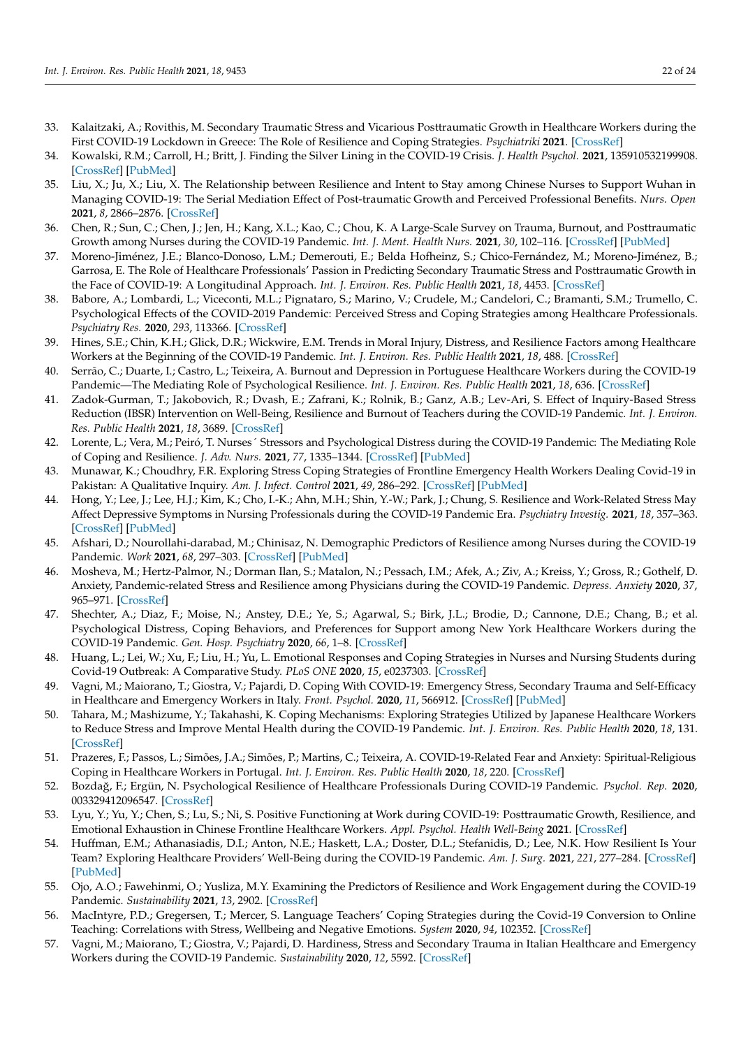33. Kalaitzaki, A.; Rovithis, M. Secondary Traumatic Stress and Vicarious Posttraumatic Growth in Healthcare Workers during the First COVID-19 Lockdown in Greece: The Role of Resilience and Coping Strategies. *Psychiatriki* **2021**. [CrossRef]
34. Kowalski, R.M.; Carroll, H.; Britt, J. Finding the Silver Lining in the COVID-19 Crisis. *J. Health Psychol.* **2021**, 135910532199908. [CrossRef] [PubMed]
35. Liu, X.; Ju, X.; Liu, X. The Relationship between Resilience and Intent to Stay among Chinese Nurses to Support Wuhan in Managing COVID-19: The Serial Mediation Effect of Post-traumatic Growth and Perceived Professional Benefits. *Nurs. Open* **2021**, *8*, 2866–2876. [CrossRef]
36. Chen, R.; Sun, C.; Chen, J.; Jen, H.; Kang, X.L.; Kao, C.; Chou, K. A Large-Scale Survey on Trauma, Burnout, and Posttraumatic Growth among Nurses during the COVID-19 Pandemic. *Int. J. Ment. Health Nurs.* **2021**, *30*, 102–116. [CrossRef] [PubMed]
37. Moreno-Jiménez, J.E.; Blanco-Donoso, L.M.; Demerouti, E.; Belda Hofheinz, S.; Chico-Fernández, M.; Moreno-Jiménez, B.; Garrosa, E. The Role of Healthcare Professionals' Passion in Predicting Secondary Traumatic Stress and Posttraumatic Growth in the Face of COVID-19: A Longitudinal Approach. *Int. J. Environ. Res. Public Health* **2021**, *18*, 4453. [CrossRef]
38. Babore, A.; Lombardi, L.; Viceconti, M.L.; Pignataro, S.; Marino, V.; Crudele, M.; Candelori, C.; Bramanti, S.M.; Trumello, C. Psychological Effects of the COVID-2019 Pandemic: Perceived Stress and Coping Strategies among Healthcare Professionals. *Psychiatry Res.* **2020**, *293*, 113366. [CrossRef]
39. Hines, S.E.; Chin, K.H.; Glick, D.R.; Wickwire, E.M. Trends in Moral Injury, Distress, and Resilience Factors among Healthcare Workers at the Beginning of the COVID-19 Pandemic. *Int. J. Environ. Res. Public Health* **2021**, *18*, 488. [CrossRef]
40. Serrão, C.; Duarte, I.; Castro, L.; Teixeira, A. Burnout and Depression in Portuguese Healthcare Workers during the COVID-19 Pandemic—The Mediating Role of Psychological Resilience. *Int. J. Environ. Res. Public Health* **2021**, *18*, 636. [CrossRef]
41. Zadok-Gurman, T.; Jakobovich, R.; Dvash, E.; Zafrani, K.; Rolnik, B.; Ganz, A.B.; Lev-Ari, S. Effect of Inquiry-Based Stress Reduction (IBSR) Intervention on Well-Being, Resilience and Burnout of Teachers during the COVID-19 Pandemic. *Int. J. Environ. Res. Public Health* **2021**, *18*, 3689. [CrossRef]
42. Lorente, L.; Vera, M.; Peiró, T. Nurses´ Stressors and Psychological Distress during the COVID-19 Pandemic: The Mediating Role of Coping and Resilience. *J. Adv. Nurs.* **2021**, *77*, 1335–1344. [CrossRef] [PubMed]
43. Munawar, K.; Choudhry, F.R. Exploring Stress Coping Strategies of Frontline Emergency Health Workers Dealing Covid-19 in Pakistan: A Qualitative Inquiry. *Am. J. Infect. Control* **2021**, *49*, 286–292. [CrossRef] [PubMed]
44. Hong, Y.; Lee, J.; Lee, H.J.; Kim, K.; Cho, I.-K.; Ahn, M.H.; Shin, Y.-W.; Park, J.; Chung, S. Resilience and Work-Related Stress May Affect Depressive Symptoms in Nursing Professionals during the COVID-19 Pandemic Era. *Psychiatry Investig.* **2021**, *18*, 357–363. [CrossRef] [PubMed]
45. Afshari, D.; Nourollahi-darabad, M.; Chinisaz, N. Demographic Predictors of Resilience among Nurses during the COVID-19 Pandemic. *Work* **2021**, *68*, 297–303. [CrossRef] [PubMed]
46. Mosheva, M.; Hertz-Palmor, N.; Dorman Ilan, S.; Matalon, N.; Pessach, I.M.; Afek, A.; Ziv, A.; Kreiss, Y.; Gross, R.; Gothelf, D. Anxiety, Pandemic-related Stress and Resilience among Physicians during the COVID-19 Pandemic. *Depress. Anxiety* **2020**, *37*, 965–971. [CrossRef]
47. Shechter, A.; Diaz, F.; Moise, N.; Anstey, D.E.; Ye, S.; Agarwal, S.; Birk, J.L.; Brodie, D.; Cannone, D.E.; Chang, B.; et al. Psychological Distress, Coping Behaviors, and Preferences for Support among New York Healthcare Workers during the COVID-19 Pandemic. *Gen. Hosp. Psychiatry* **2020**, *66*, 1–8. [CrossRef]
48. Huang, L.; Lei, W.; Xu, F.; Liu, H.; Yu, L. Emotional Responses and Coping Strategies in Nurses and Nursing Students during Covid-19 Outbreak: A Comparative Study. *PLoS ONE* **2020**, *15*, e0237303. [CrossRef]
49. Vagni, M.; Maiorano, T.; Giostra, V.; Pajardi, D. Coping With COVID-19: Emergency Stress, Secondary Trauma and Self-Efficacy in Healthcare and Emergency Workers in Italy. *Front. Psychol.* **2020**, *11*, 566912. [CrossRef] [PubMed]
50. Tahara, M.; Mashizume, Y.; Takahashi, K. Coping Mechanisms: Exploring Strategies Utilized by Japanese Healthcare Workers to Reduce Stress and Improve Mental Health during the COVID-19 Pandemic. *Int. J. Environ. Res. Public Health* **2020**, *18*, 131. [CrossRef]
51. Prazeres, F.; Passos, L.; Simões, J.A.; Simões, P.; Martins, C.; Teixeira, A. COVID-19-Related Fear and Anxiety: Spiritual-Religious Coping in Healthcare Workers in Portugal. *Int. J. Environ. Res. Public Health* **2020**, *18*, 220. [CrossRef]
52. Bozdağ, F.; Ergün, N. Psychological Resilience of Healthcare Professionals During COVID-19 Pandemic. *Psychol. Rep.* **2020**, 003329412096547. [CrossRef]
53. Lyu, Y.; Yu, Y.; Chen, S.; Lu, S.; Ni, S. Positive Functioning at Work during COVID-19: Posttraumatic Growth, Resilience, and Emotional Exhaustion in Chinese Frontline Healthcare Workers. *Appl. Psychol. Health Well-Being* **2021**. [CrossRef]
54. Huffman, E.M.; Athanasiadis, D.I.; Anton, N.E.; Haskett, L.A.; Doster, D.L.; Stefanidis, D.; Lee, N.K. How Resilient Is Your Team? Exploring Healthcare Providers' Well-Being during the COVID-19 Pandemic. *Am. J. Surg.* **2021**, *221*, 277–284. [CrossRef] [PubMed]
55. Ojo, A.O.; Fawehinmi, O.; Yusliza, M.Y. Examining the Predictors of Resilience and Work Engagement during the COVID-19 Pandemic. *Sustainability* **2021**, *13*, 2902. [CrossRef]
56. MacIntyre, P.D.; Gregersen, T.; Mercer, S. Language Teachers' Coping Strategies during the Covid-19 Conversion to Online Teaching: Correlations with Stress, Wellbeing and Negative Emotions. *System* **2020**, *94*, 102352. [CrossRef]
57. Vagni, M.; Maiorano, T.; Giostra, V.; Pajardi, D. Hardiness, Stress and Secondary Trauma in Italian Healthcare and Emergency Workers during the COVID-19 Pandemic. *Sustainability* **2020**, *12*, 5592. [CrossRef]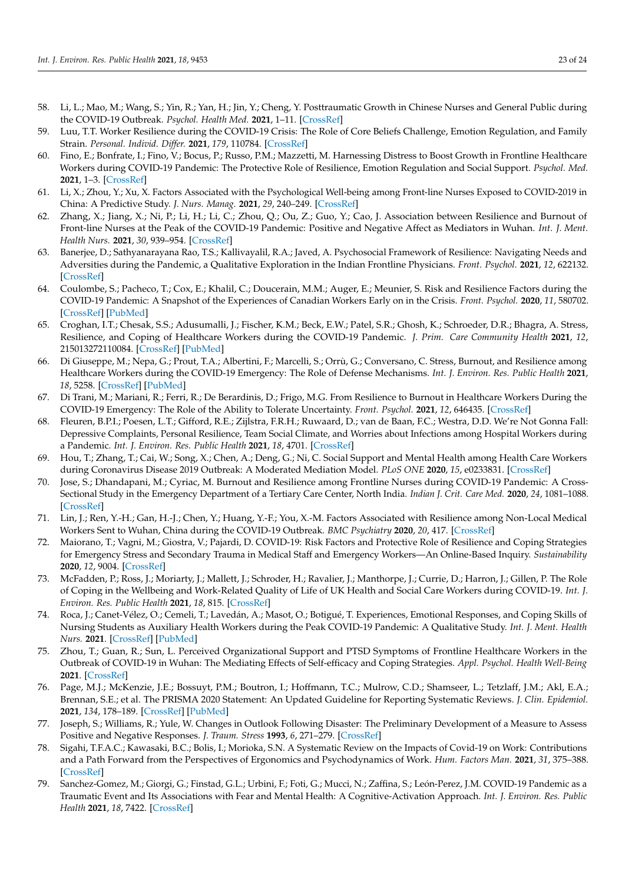58. Li, L.; Mao, M.; Wang, S.; Yin, R.; Yan, H.; Jin, Y.; Cheng, Y. Posttraumatic Growth in Chinese Nurses and General Public during the COVID-19 Outbreak. *Psychol. Health Med.* **2021**, 1–11. [CrossRef]
59. Luu, T.T. Worker Resilience during the COVID-19 Crisis: The Role of Core Beliefs Challenge, Emotion Regulation, and Family Strain. *Personal. Individ. Differ.* **2021**, *179*, 110784. [CrossRef]
60. Fino, E.; Bonfrate, I.; Fino, V.; Bocus, P.; Russo, P.M.; Mazzetti, M. Harnessing Distress to Boost Growth in Frontline Healthcare Workers during COVID-19 Pandemic: The Protective Role of Resilience, Emotion Regulation and Social Support. *Psychol. Med.* **2021**, 1–3. [CrossRef]
61. Li, X.; Zhou, Y.; Xu, X. Factors Associated with the Psychological Well-being among Front-line Nurses Exposed to COVID-2019 in China: A Predictive Study. *J. Nurs. Manag.* **2021**, *29*, 240–249. [CrossRef]
62. Zhang, X.; Jiang, X.; Ni, P.; Li, H.; Li, C.; Zhou, Q.; Ou, Z.; Guo, Y.; Cao, J. Association between Resilience and Burnout of Front-line Nurses at the Peak of the COVID-19 Pandemic: Positive and Negative Affect as Mediators in Wuhan. *Int. J. Ment. Health Nurs.* **2021**, *30*, 939–954. [CrossRef]
63. Banerjee, D.; Sathyanarayana Rao, T.S.; Kallivayalil, R.A.; Javed, A. Psychosocial Framework of Resilience: Navigating Needs and Adversities during the Pandemic, a Qualitative Exploration in the Indian Frontline Physicians. *Front. Psychol.* **2021**, *12*, 622132. [CrossRef]
64. Coulombe, S.; Pacheco, T.; Cox, E.; Khalil, C.; Doucerain, M.M.; Auger, E.; Meunier, S. Risk and Resilience Factors during the COVID-19 Pandemic: A Snapshot of the Experiences of Canadian Workers Early on in the Crisis. *Front. Psychol.* **2020**, *11*, 580702. [CrossRef] [PubMed]
65. Croghan, I.T.; Chesak, S.S.; Adusumalli, J.; Fischer, K.M.; Beck, E.W.; Patel, S.R.; Ghosh, K.; Schroeder, D.R.; Bhagra, A. Stress, Resilience, and Coping of Healthcare Workers during the COVID-19 Pandemic. *J. Prim. Care Community Health* **2021**, *12*, 215013272110084. [CrossRef] [PubMed]
66. Di Giuseppe, M.; Nepa, G.; Prout, T.A.; Albertini, F.; Marcelli, S.; Orrù, G.; Conversano, C. Stress, Burnout, and Resilience among Healthcare Workers during the COVID-19 Emergency: The Role of Defense Mechanisms. *Int. J. Environ. Res. Public Health* **2021**, *18*, 5258. [CrossRef] [PubMed]
67. Di Trani, M.; Mariani, R.; Ferri, R.; De Berardinis, D.; Frigo, M.G. From Resilience to Burnout in Healthcare Workers During the COVID-19 Emergency: The Role of the Ability to Tolerate Uncertainty. *Front. Psychol.* **2021**, *12*, 646435. [CrossRef]
68. Fleuren, B.P.I.; Poesen, L.T.; Gifford, R.E.; Zijlstra, F.R.H.; Ruwaard, D.; van de Baan, F.C.; Westra, D.D. We're Not Gonna Fall: Depressive Complaints, Personal Resilience, Team Social Climate, and Worries about Infections among Hospital Workers during a Pandemic. *Int. J. Environ. Res. Public Health* **2021**, *18*, 4701. [CrossRef]
69. Hou, T.; Zhang, T.; Cai, W.; Song, X.; Chen, A.; Deng, G.; Ni, C. Social Support and Mental Health among Health Care Workers during Coronavirus Disease 2019 Outbreak: A Moderated Mediation Model. *PLoS ONE* **2020**, *15*, e0233831. [CrossRef]
70. Jose, S.; Dhandapani, M.; Cyriac, M. Burnout and Resilience among Frontline Nurses during COVID-19 Pandemic: A Cross-Sectional Study in the Emergency Department of a Tertiary Care Center, North India. *Indian J. Crit. Care Med.* **2020**, *24*, 1081–1088. [CrossRef]
71. Lin, J.; Ren, Y.-H.; Gan, H.-J.; Chen, Y.; Huang, Y.-F.; You, X.-M. Factors Associated with Resilience among Non-Local Medical Workers Sent to Wuhan, China during the COVID-19 Outbreak. *BMC Psychiatry* **2020**, *20*, 417. [CrossRef]
72. Maiorano, T.; Vagni, M.; Giostra, V.; Pajardi, D. COVID-19: Risk Factors and Protective Role of Resilience and Coping Strategies for Emergency Stress and Secondary Trauma in Medical Staff and Emergency Workers—An Online-Based Inquiry. *Sustainability* **2020**, *12*, 9004. [CrossRef]
73. McFadden, P.; Ross, J.; Moriarty, J.; Mallett, J.; Schroder, H.; Ravalier, J.; Manthorpe, J.; Currie, D.; Harron, J.; Gillen, P. The Role of Coping in the Wellbeing and Work-Related Quality of Life of UK Health and Social Care Workers during COVID-19. *Int. J. Environ. Res. Public Health* **2021**, *18*, 815. [CrossRef]
74. Roca, J.; Canet-Vélez, O.; Cemeli, T.; Lavedán, A.; Masot, O.; Botigué, T. Experiences, Emotional Responses, and Coping Skills of Nursing Students as Auxiliary Health Workers during the Peak COVID-19 Pandemic: A Qualitative Study. *Int. J. Ment. Health Nurs.* **2021**. [CrossRef] [PubMed]
75. Zhou, T.; Guan, R.; Sun, L. Perceived Organizational Support and PTSD Symptoms of Frontline Healthcare Workers in the Outbreak of COVID-19 in Wuhan: The Mediating Effects of Self-efficacy and Coping Strategies. *Appl. Psychol. Health Well-Being* **2021**. [CrossRef]
76. Page, M.J.; McKenzie, J.E.; Bossuyt, P.M.; Boutron, I.; Hoffmann, T.C.; Mulrow, C.D.; Shamseer, L.; Tetzlaff, J.M.; Akl, E.A.; Brennan, S.E.; et al. The PRISMA 2020 Statement: An Updated Guideline for Reporting Systematic Reviews. *J. Clin. Epidemiol.* **2021**, *134*, 178–189. [CrossRef] [PubMed]
77. Joseph, S.; Williams, R.; Yule, W. Changes in Outlook Following Disaster: The Preliminary Development of a Measure to Assess Positive and Negative Responses. *J. Traum. Stress* **1993**, *6*, 271–279. [CrossRef]
78. Sigahi, T.F.A.C.; Kawasaki, B.C.; Bolis, I.; Morioka, S.N. A Systematic Review on the Impacts of Covid-19 on Work: Contributions and a Path Forward from the Perspectives of Ergonomics and Psychodynamics of Work. *Hum. Factors Man.* **2021**, *31*, 375–388. [CrossRef]
79. Sanchez-Gomez, M.; Giorgi, G.; Finstad, G.L.; Urbini, F.; Foti, G.; Mucci, N.; Zaffina, S.; León-Perez, J.M. COVID-19 Pandemic as a Traumatic Event and Its Associations with Fear and Mental Health: A Cognitive-Activation Approach. *Int. J. Environ. Res. Public Health* **2021**, *18*, 7422. [CrossRef]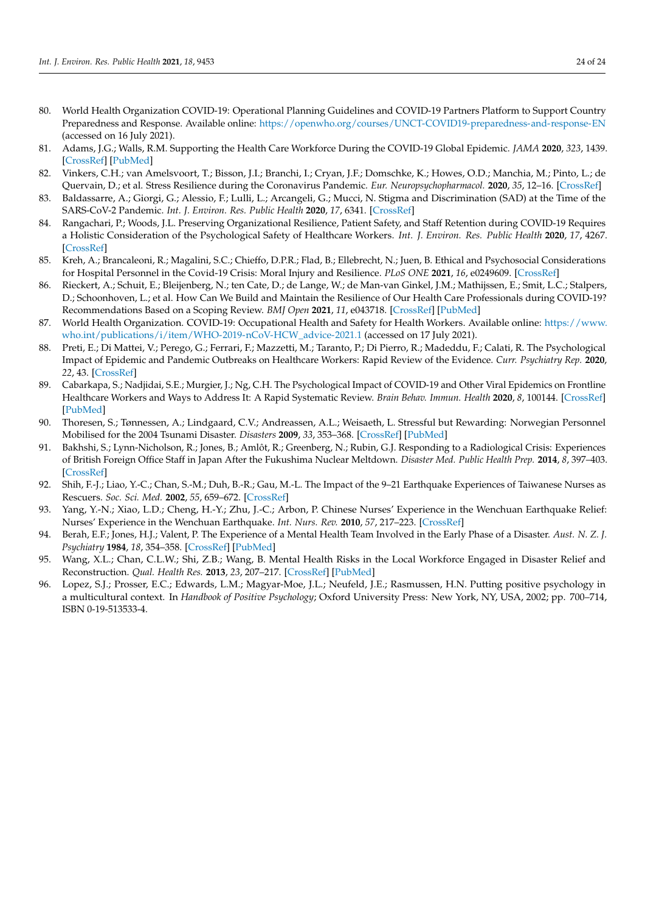80. World Health Organization COVID-19: Operational Planning Guidelines and COVID-19 Partners Platform to Support Country Preparedness and Response. Available online: https://openwho.org/courses/UNCT-COVID19-preparedness-and-response-EN (accessed on 16 July 2021).
81. Adams, J.G.; Walls, R.M. Supporting the Health Care Workforce During the COVID-19 Global Epidemic. *JAMA* **2020**, *323*, 1439. [CrossRef] [PubMed]
82. Vinkers, C.H.; van Amelsvoort, T.; Bisson, J.I.; Branchi, I.; Cryan, J.F.; Domschke, K.; Howes, O.D.; Manchia, M.; Pinto, L.; de Quervain, D.; et al. Stress Resilience during the Coronavirus Pandemic. *Eur. Neuropsychopharmacol.* **2020**, *35*, 12–16. [CrossRef]
83. Baldassarre, A.; Giorgi, G.; Alessio, F.; Lulli, L.; Arcangeli, G.; Mucci, N. Stigma and Discrimination (SAD) at the Time of the SARS-CoV-2 Pandemic. *Int. J. Environ. Res. Public Health* **2020**, *17*, 6341. [CrossRef]
84. Rangachari, P.; Woods, J.L. Preserving Organizational Resilience, Patient Safety, and Staff Retention during COVID-19 Requires a Holistic Consideration of the Psychological Safety of Healthcare Workers. *Int. J. Environ. Res. Public Health* **2020**, *17*, 4267. [CrossRef]
85. Kreh, A.; Brancaleoni, R.; Magalini, S.C.; Chieffo, D.P.R.; Flad, B.; Ellebrecht, N.; Juen, B. Ethical and Psychosocial Considerations for Hospital Personnel in the Covid-19 Crisis: Moral Injury and Resilience. *PLoS ONE* **2021**, *16*, e0249609. [CrossRef]
86. Rieckert, A.; Schuit, E.; Bleijenberg, N.; ten Cate, D.; de Lange, W.; de Man-van Ginkel, J.M.; Mathijssen, E.; Smit, L.C.; Stalpers, D.; Schoonhoven, L.; et al. How Can We Build and Maintain the Resilience of Our Health Care Professionals during COVID-19? Recommendations Based on a Scoping Review. *BMJ Open* **2021**, *11*, e043718. [CrossRef] [PubMed]
87. World Health Organization. COVID-19: Occupational Health and Safety for Health Workers. Available online: https://www.who.int/publications/i/item/WHO-2019-nCoV-HCW_advice-2021.1 (accessed on 17 July 2021).
88. Preti, E.; Di Mattei, V.; Perego, G.; Ferrari, F.; Mazzetti, M.; Taranto, P.; Di Pierro, R.; Madeddu, F.; Calati, R. The Psychological Impact of Epidemic and Pandemic Outbreaks on Healthcare Workers: Rapid Review of the Evidence. *Curr. Psychiatry Rep.* **2020**, *22*, 43. [CrossRef]
89. Cabarkapa, S.; Nadjidai, S.E.; Murgier, J.; Ng, C.H. The Psychological Impact of COVID-19 and Other Viral Epidemics on Frontline Healthcare Workers and Ways to Address It: A Rapid Systematic Review. *Brain Behav. Immun. Health* **2020**, *8*, 100144. [CrossRef] [PubMed]
90. Thoresen, S.; Tønnessen, A.; Lindgaard, C.V.; Andreassen, A.L.; Weisaeth, L. Stressful but Rewarding: Norwegian Personnel Mobilised for the 2004 Tsunami Disaster. *Disasters* **2009**, *33*, 353–368. [CrossRef] [PubMed]
91. Bakhshi, S.; Lynn-Nicholson, R.; Jones, B.; Amlôt, R.; Greenberg, N.; Rubin, G.J. Responding to a Radiological Crisis: Experiences of British Foreign Office Staff in Japan After the Fukushima Nuclear Meltdown. *Disaster Med. Public Health Prep.* **2014**, *8*, 397–403. [CrossRef]
92. Shih, F.-J.; Liao, Y.-C.; Chan, S.-M.; Duh, B.-R.; Gau, M.-L. The Impact of the 9–21 Earthquake Experiences of Taiwanese Nurses as Rescuers. *Soc. Sci. Med.* **2002**, *55*, 659–672. [CrossRef]
93. Yang, Y.-N.; Xiao, L.D.; Cheng, H.-Y.; Zhu, J.-C.; Arbon, P. Chinese Nurses' Experience in the Wenchuan Earthquake Relief: Nurses' Experience in the Wenchuan Earthquake. *Int. Nurs. Rev.* **2010**, *57*, 217–223. [CrossRef]
94. Berah, E.F.; Jones, H.J.; Valent, P. The Experience of a Mental Health Team Involved in the Early Phase of a Disaster. *Aust. N. Z. J. Psychiatry* **1984**, *18*, 354–358. [CrossRef] [PubMed]
95. Wang, X.L.; Chan, C.L.W.; Shi, Z.B.; Wang, B. Mental Health Risks in the Local Workforce Engaged in Disaster Relief and Reconstruction. *Qual. Health Res.* **2013**, *23*, 207–217. [CrossRef] [PubMed]
96. Lopez, S.J.; Prosser, E.C.; Edwards, L.M.; Magyar-Moe, J.L.; Neufeld, J.E.; Rasmussen, H.N. Putting positive psychology in a multicultural context. In *Handbook of Positive Psychology*; Oxford University Press: New York, NY, USA, 2002; pp. 700–714, ISBN 0-19-513533-4.